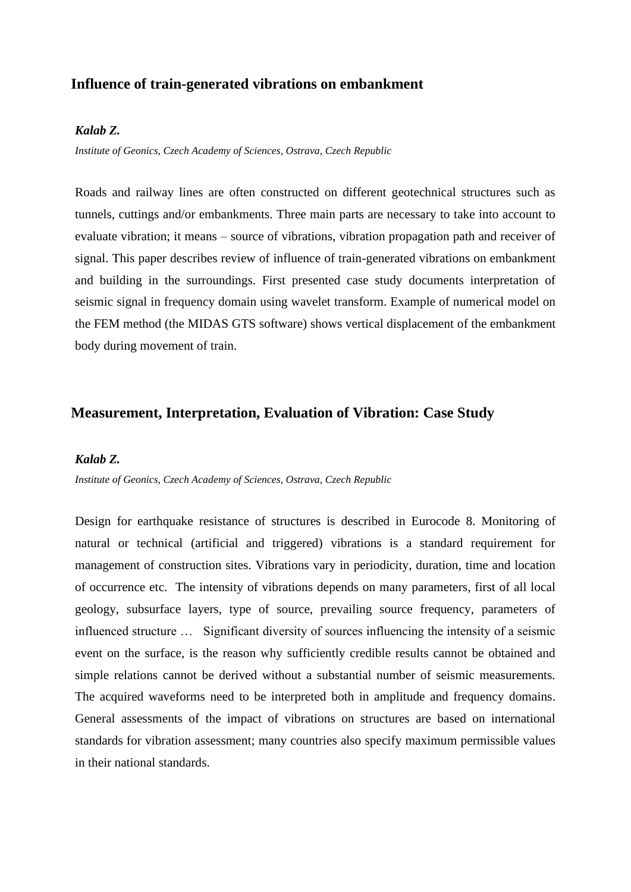## Influence of train-generated vibrations on embankment

***Kalab Z.***

*Institute of Geonics, Czech Academy of Sciences, Ostrava, Czech Republic*

Roads and railway lines are often constructed on different geotechnical structures such as tunnels, cuttings and/or embankments. Three main parts are necessary to take into account to evaluate vibration; it means – source of vibrations, vibration propagation path and receiver of signal. This paper describes review of influence of train-generated vibrations on embankment and building in the surroundings. First presented case study documents interpretation of seismic signal in frequency domain using wavelet transform. Example of numerical model on the FEM method (the MIDAS GTS software) shows vertical displacement of the embankment body during movement of train.

## Measurement, Interpretation, Evaluation of Vibration: Case Study

***Kalab Z.***

*Institute of Geonics, Czech Academy of Sciences, Ostrava, Czech Republic*

Design for earthquake resistance of structures is described in Eurocode 8. Monitoring of natural or technical (artificial and triggered) vibrations is a standard requirement for management of construction sites. Vibrations vary in periodicity, duration, time and location of occurrence etc. The intensity of vibrations depends on many parameters, first of all local geology, subsurface layers, type of source, prevailing source frequency, parameters of influenced structure … Significant diversity of sources influencing the intensity of a seismic event on the surface, is the reason why sufficiently credible results cannot be obtained and simple relations cannot be derived without a substantial number of seismic measurements. The acquired waveforms need to be interpreted both in amplitude and frequency domains. General assessments of the impact of vibrations on structures are based on international standards for vibration assessment; many countries also specify maximum permissible values in their national standards.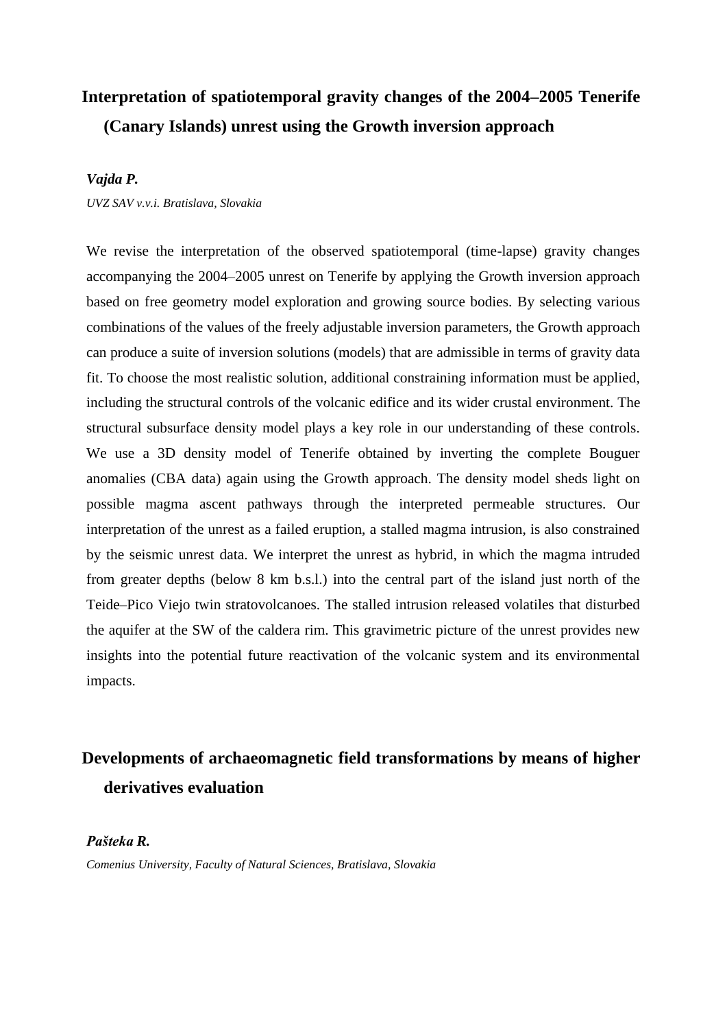## Interpretation of spatiotemporal gravity changes of the 2004–2005 Tenerife (Canary Islands) unrest using the Growth inversion approach

***Vajda P.***

*UVZ SAV v.v.i. Bratislava, Slovakia*

We revise the interpretation of the observed spatiotemporal (time-lapse) gravity changes accompanying the 2004–2005 unrest on Tenerife by applying the Growth inversion approach based on free geometry model exploration and growing source bodies. By selecting various combinations of the values of the freely adjustable inversion parameters, the Growth approach can produce a suite of inversion solutions (models) that are admissible in terms of gravity data fit. To choose the most realistic solution, additional constraining information must be applied, including the structural controls of the volcanic edifice and its wider crustal environment. The structural subsurface density model plays a key role in our understanding of these controls. We use a 3D density model of Tenerife obtained by inverting the complete Bouguer anomalies (CBA data) again using the Growth approach. The density model sheds light on possible magma ascent pathways through the interpreted permeable structures. Our interpretation of the unrest as a failed eruption, a stalled magma intrusion, is also constrained by the seismic unrest data. We interpret the unrest as hybrid, in which the magma intruded from greater depths (below 8 km b.s.l.) into the central part of the island just north of the Teide–Pico Viejo twin stratovolcanoes. The stalled intrusion released volatiles that disturbed the aquifer at the SW of the caldera rim. This gravimetric picture of the unrest provides new insights into the potential future reactivation of the volcanic system and its environmental impacts.

## Developments of archaeomagnetic field transformations by means of higher derivatives evaluation

***Pašteka R.***

*Comenius University, Faculty of Natural Sciences, Bratislava, Slovakia*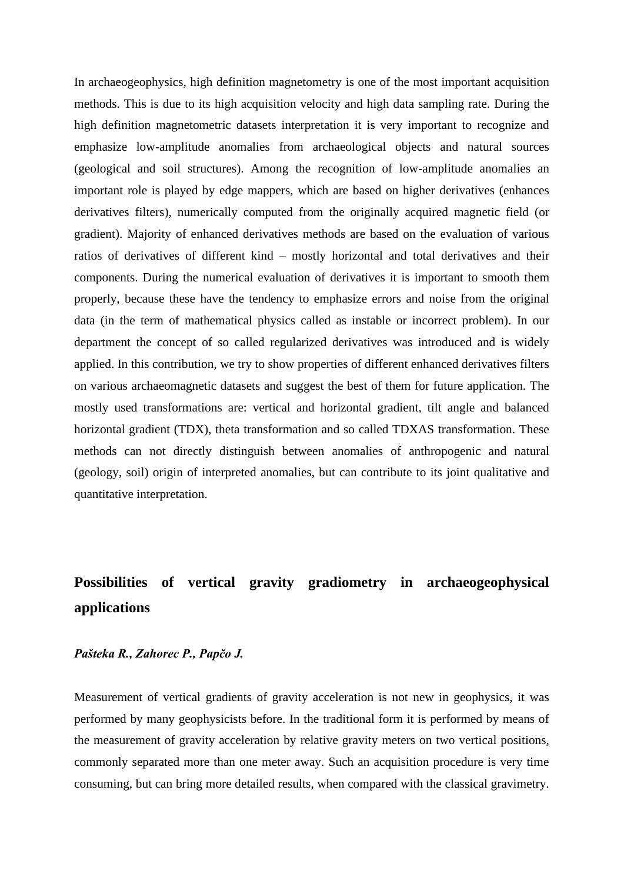In archaeogeophysics, high definition magnetometry is one of the most important acquisition methods. This is due to its high acquisition velocity and high data sampling rate. During the high definition magnetometric datasets interpretation it is very important to recognize and emphasize low-amplitude anomalies from archaeological objects and natural sources (geological and soil structures). Among the recognition of low-amplitude anomalies an important role is played by edge mappers, which are based on higher derivatives (enhances derivatives filters), numerically computed from the originally acquired magnetic field (or gradient). Majority of enhanced derivatives methods are based on the evaluation of various ratios of derivatives of different kind – mostly horizontal and total derivatives and their components. During the numerical evaluation of derivatives it is important to smooth them properly, because these have the tendency to emphasize errors and noise from the original data (in the term of mathematical physics called as instable or incorrect problem). In our department the concept of so called regularized derivatives was introduced and is widely applied. In this contribution, we try to show properties of different enhanced derivatives filters on various archaeomagnetic datasets and suggest the best of them for future application. The mostly used transformations are: vertical and horizontal gradient, tilt angle and balanced horizontal gradient (TDX), theta transformation and so called TDXAS transformation. These methods can not directly distinguish between anomalies of anthropogenic and natural (geology, soil) origin of interpreted anomalies, but can contribute to its joint qualitative and quantitative interpretation.

## Possibilities of vertical gravity gradiometry in archaeogeophysical applications

***Pašteka R., Zahorec P., Papčo J.***

Measurement of vertical gradients of gravity acceleration is not new in geophysics, it was performed by many geophysicists before. In the traditional form it is performed by means of the measurement of gravity acceleration by relative gravity meters on two vertical positions, commonly separated more than one meter away. Such an acquisition procedure is very time consuming, but can bring more detailed results, when compared with the classical gravimetry.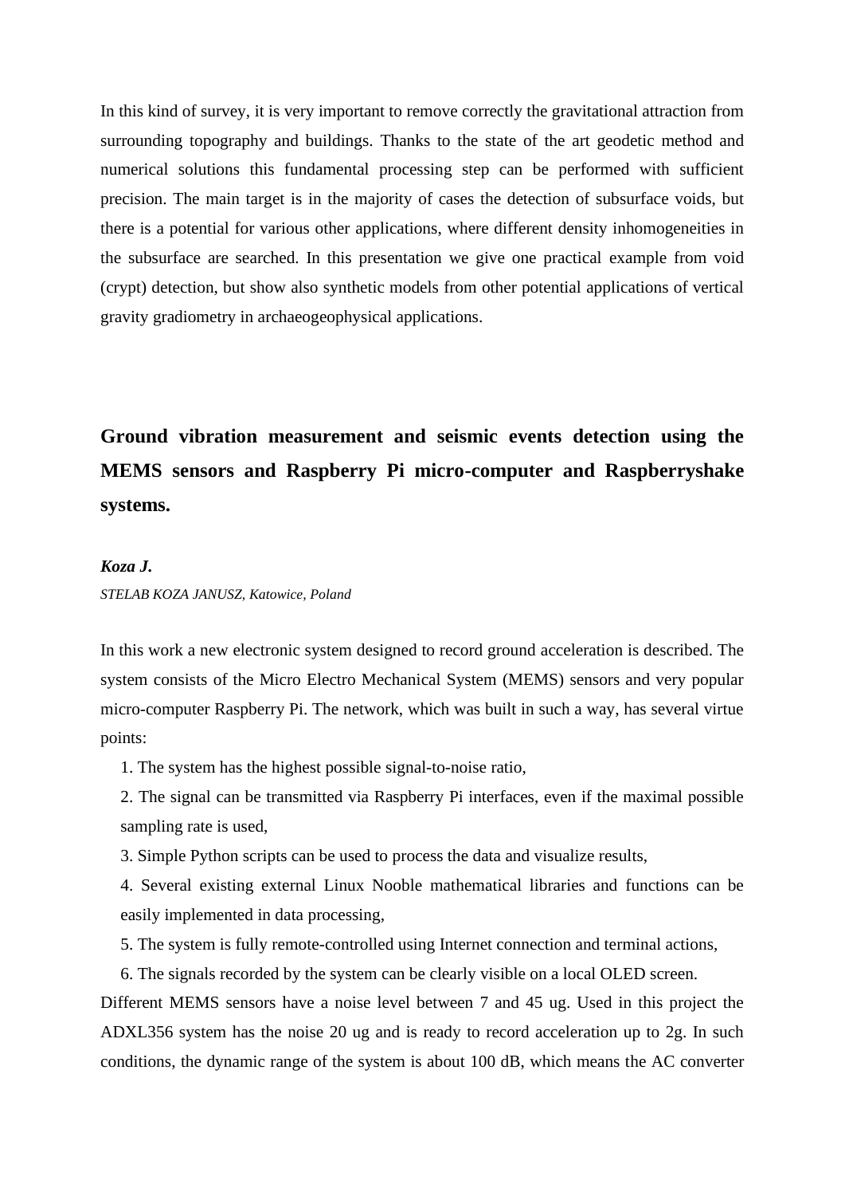In this kind of survey, it is very important to remove correctly the gravitational attraction from surrounding topography and buildings. Thanks to the state of the art geodetic method and numerical solutions this fundamental processing step can be performed with sufficient precision. The main target is in the majority of cases the detection of subsurface voids, but there is a potential for various other applications, where different density inhomogeneities in the subsurface are searched. In this presentation we give one practical example from void (crypt) detection, but show also synthetic models from other potential applications of vertical gravity gradiometry in archaeogeophysical applications.

## Ground vibration measurement and seismic events detection using the MEMS sensors and Raspberry Pi micro-computer and Raspberryshake systems.

***Koza J.***

*STELAB KOZA JANUSZ, Katowice, Poland*

In this work a new electronic system designed to record ground acceleration is described. The system consists of the Micro Electro Mechanical System (MEMS) sensors and very popular micro-computer Raspberry Pi. The network, which was built in such a way, has several virtue points:

1. The system has the highest possible signal-to-noise ratio,
2. The signal can be transmitted via Raspberry Pi interfaces, even if the maximal possible sampling rate is used,
3. Simple Python scripts can be used to process the data and visualize results,
4. Several existing external Linux Nooble mathematical libraries and functions can be easily implemented in data processing,
5. The system is fully remote-controlled using Internet connection and terminal actions,
6. The signals recorded by the system can be clearly visible on a local OLED screen.

Different MEMS sensors have a noise level between 7 and 45 ug. Used in this project the ADXL356 system has the noise 20 ug and is ready to record acceleration up to 2g. In such conditions, the dynamic range of the system is about 100 dB, which means the AC converter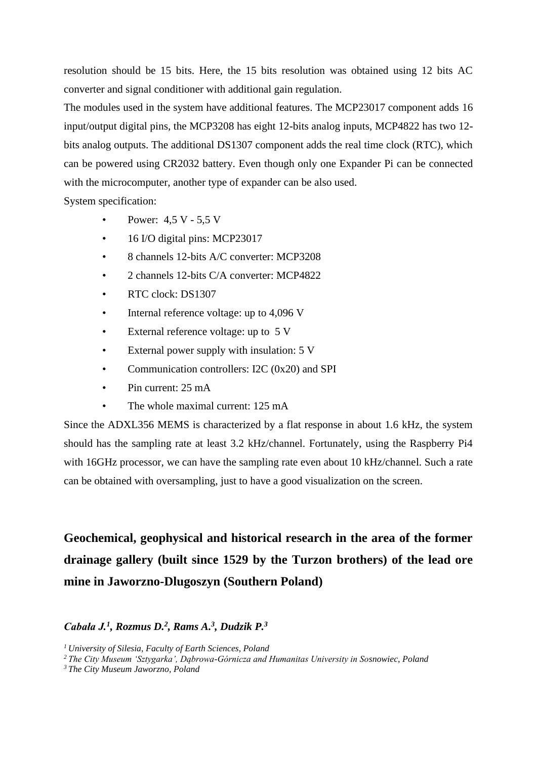resolution should be 15 bits. Here, the 15 bits resolution was obtained using 12 bits AC converter and signal conditioner with additional gain regulation.

The modules used in the system have additional features. The MCP23017 component adds 16 input/output digital pins, the MCP3208 has eight 12-bits analog inputs, MCP4822 has two 12-bits analog outputs. The additional DS1307 component adds the real time clock (RTC), which can be powered using CR2032 battery. Even though only one Expander Pi can be connected with the microcomputer, another type of expander can be also used.

System specification:

- Power: 4,5 V - 5,5 V
- 16 I/O digital pins: MCP23017
- 8 channels 12-bits A/C converter: MCP3208
- 2 channels 12-bits C/A converter: MCP4822
- RTC clock: DS1307
- Internal reference voltage: up to 4,096 V
- External reference voltage: up to 5 V
- External power supply with insulation: 5 V
- Communication controllers: I2C (0x20) and SPI
- Pin current: 25 mA
- The whole maximal current: 125 mA

Since the ADXL356 MEMS is characterized by a flat response in about 1.6 kHz, the system should has the sampling rate at least 3.2 kHz/channel. Fortunately, using the Raspberry Pi4 with 16GHz processor, we can have the sampling rate even about 10 kHz/channel. Such a rate can be obtained with oversampling, just to have a good visualization on the screen.

## Geochemical, geophysical and historical research in the area of the former drainage gallery (built since 1529 by the Turzon brothers) of the lead ore mine in Jaworzno-Dlugoszyn (Southern Poland)

***Cabała J.[1], Rozmus D.[2], Rams A.[3], Dudzik P.[3]***

*[1] University of Silesia, Faculty of Earth Sciences, Poland*
*[2] The City Museum 'Sztygarka', Dąbrowa-Górnicza and Humanitas University in Sosnowiec, Poland*
*[3] The City Museum Jaworzno, Poland*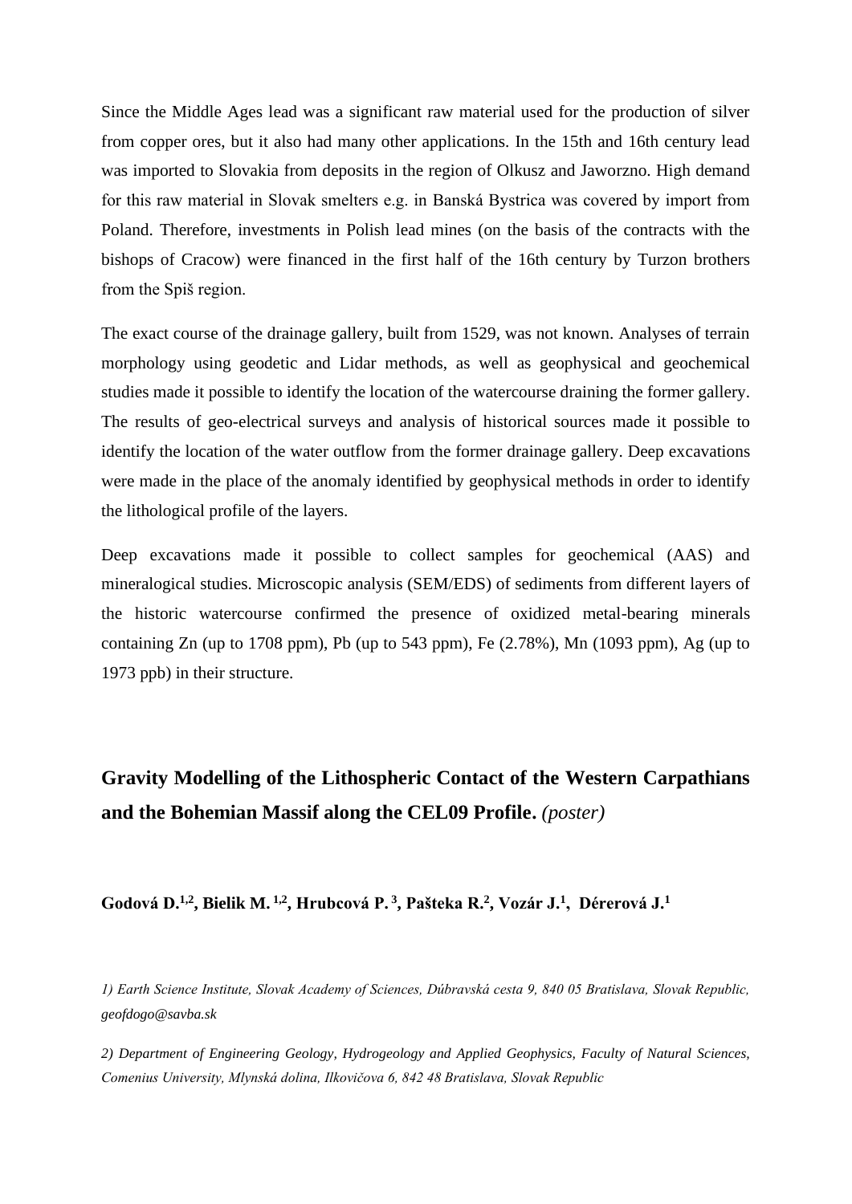Since the Middle Ages lead was a significant raw material used for the production of silver from copper ores, but it also had many other applications. In the 15th and 16th century lead was imported to Slovakia from deposits in the region of Olkusz and Jaworzno. High demand for this raw material in Slovak smelters e.g. in Banská Bystrica was covered by import from Poland. Therefore, investments in Polish lead mines (on the basis of the contracts with the bishops of Cracow) were financed in the first half of the 16th century by Turzon brothers from the Spiš region.

The exact course of the drainage gallery, built from 1529, was not known. Analyses of terrain morphology using geodetic and Lidar methods, as well as geophysical and geochemical studies made it possible to identify the location of the watercourse draining the former gallery. The results of geo-electrical surveys and analysis of historical sources made it possible to identify the location of the water outflow from the former drainage gallery. Deep excavations were made in the place of the anomaly identified by geophysical methods in order to identify the lithological profile of the layers.

Deep excavations made it possible to collect samples for geochemical (AAS) and mineralogical studies. Microscopic analysis (SEM/EDS) of sediments from different layers of the historic watercourse confirmed the presence of oxidized metal-bearing minerals containing Zn (up to 1708 ppm), Pb (up to 543 ppm), Fe (2.78%), Mn (1093 ppm), Ag (up to 1973 ppb) in their structure.

## Gravity Modelling of the Lithospheric Contact of the Western Carpathians and the Bohemian Massif along the CEL09 Profile. *(poster)*

**Godová D.[1,2], Bielik M.[1,2], Hrubcová P.[3], Pašteka R.[2], Vozár J.[1], Dérerová J.[1]**

*1) Earth Science Institute, Slovak Academy of Sciences, Dúbravská cesta 9, 840 05 Bratislava, Slovak Republic, geofdogo@savba.sk*

*2) Department of Engineering Geology, Hydrogeology and Applied Geophysics, Faculty of Natural Sciences, Comenius University, Mlynská dolina, Ilkovičova 6, 842 48 Bratislava, Slovak Republic*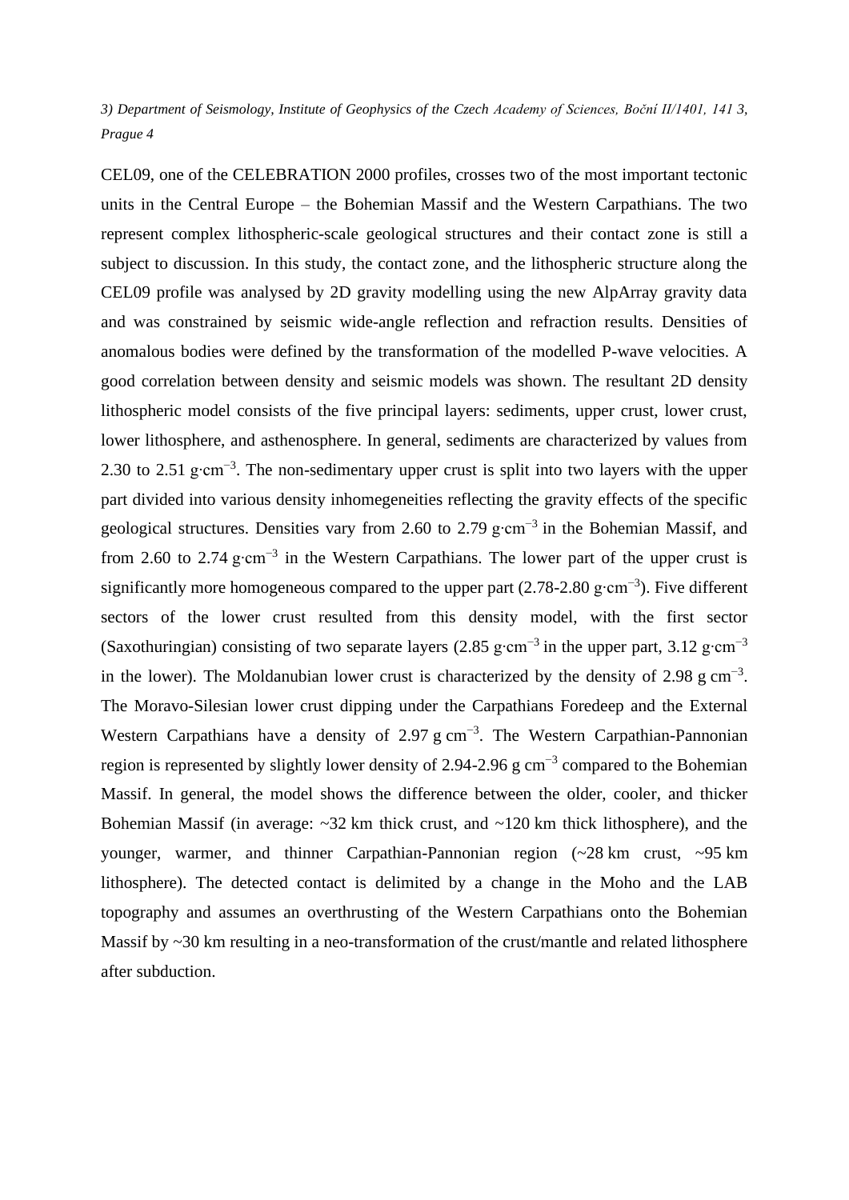*3) Department of Seismology, Institute of Geophysics of the Czech Academy of Sciences, Boční II/1401, 141 3, Prague 4*

CEL09, one of the CELEBRATION 2000 profiles, crosses two of the most important tectonic units in the Central Europe – the Bohemian Massif and the Western Carpathians. The two represent complex lithospheric-scale geological structures and their contact zone is still a subject to discussion. In this study, the contact zone, and the lithospheric structure along the CEL09 profile was analysed by 2D gravity modelling using the new AlpArray gravity data and was constrained by seismic wide-angle reflection and refraction results. Densities of anomalous bodies were defined by the transformation of the modelled P-wave velocities. A good correlation between density and seismic models was shown. The resultant 2D density lithospheric model consists of the five principal layers: sediments, upper crust, lower crust, lower lithosphere, and asthenosphere. In general, sediments are characterized by values from 2.30 to 2.51 $g{\cdot}cm^{-3}$. The non-sedimentary upper crust is split into two layers with the upper part divided into various density inhomegeneities reflecting the gravity effects of the specific geological structures. Densities vary from 2.60 to 2.79 $g{\cdot}cm^{-3}$ in the Bohemian Massif, and from 2.60 to 2.74 $g{\cdot}cm^{-3}$ in the Western Carpathians. The lower part of the upper crust is significantly more homogeneous compared to the upper part (2.78-2.80 $g{\cdot}cm^{-3}$). Five different sectors of the lower crust resulted from this density model, with the first sector (Saxothuringian) consisting of two separate layers (2.85 $g{\cdot}cm^{-3}$ in the upper part, 3.12 $g{\cdot}cm^{-3}$ in the lower). The Moldanubian lower crust is characterized by the density of 2.98 $g\ cm^{-3}$. The Moravo-Silesian lower crust dipping under the Carpathians Foredeep and the External Western Carpathians have a density of 2.97 $g\ cm^{-3}$. The Western Carpathian-Pannonian region is represented by slightly lower density of 2.94-2.96 $g\ cm^{-3}$ compared to the Bohemian Massif. In general, the model shows the difference between the older, cooler, and thicker Bohemian Massif (in average: ~32 km thick crust, and ~120 km thick lithosphere), and the younger, warmer, and thinner Carpathian-Pannonian region (~28 km crust, ~95 km lithosphere). The detected contact is delimited by a change in the Moho and the LAB topography and assumes an overthrusting of the Western Carpathians onto the Bohemian Massif by ~30 km resulting in a neo-transformation of the crust/mantle and related lithosphere after subduction.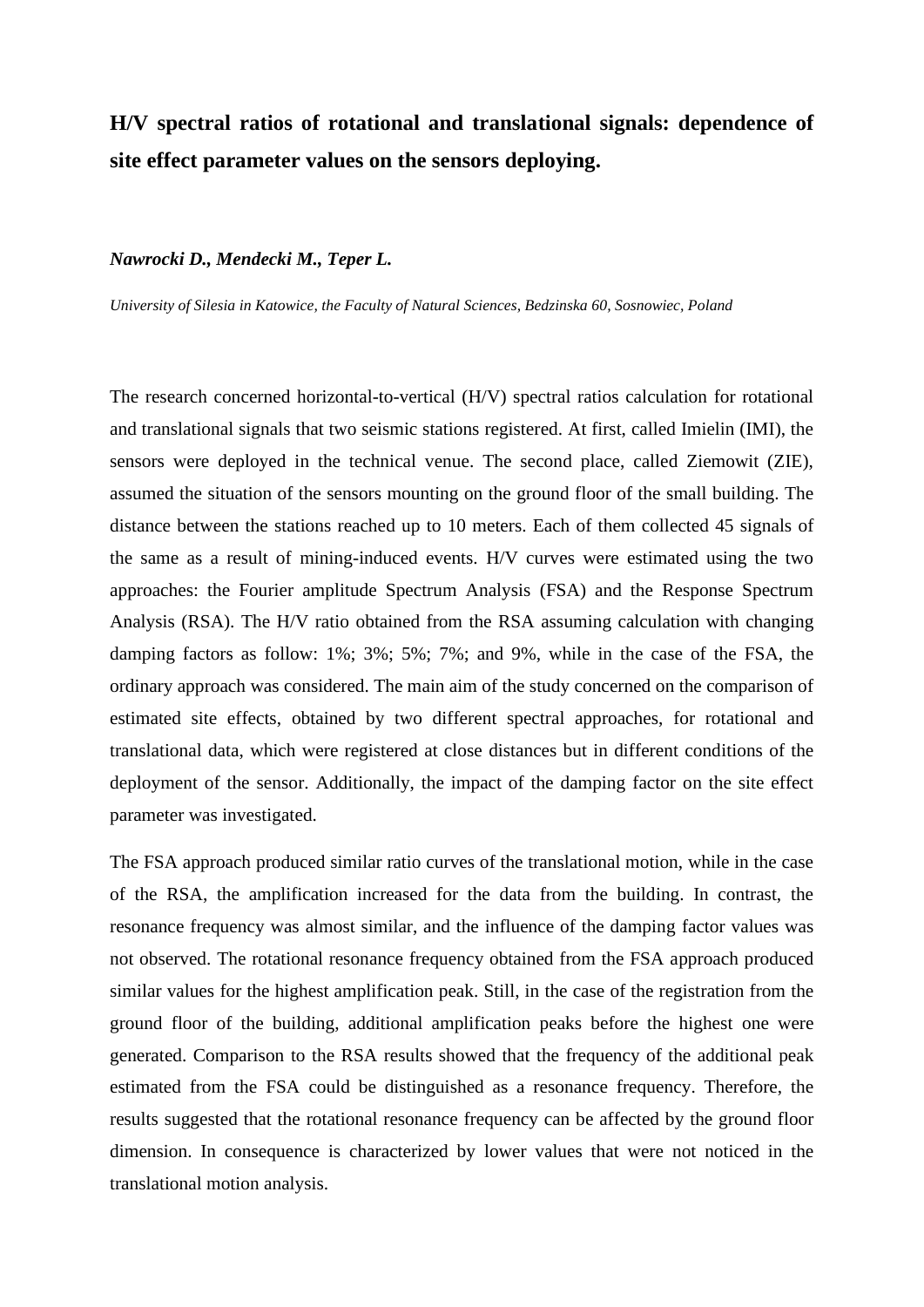## H/V spectral ratios of rotational and translational signals: dependence of site effect parameter values on the sensors deploying.

***Nawrocki D., Mendecki M., Teper L.***

*University of Silesia in Katowice, the Faculty of Natural Sciences, Bedzinska 60, Sosnowiec, Poland*

The research concerned horizontal-to-vertical (H/V) spectral ratios calculation for rotational and translational signals that two seismic stations registered. At first, called Imielin (IMI), the sensors were deployed in the technical venue. The second place, called Ziemowit (ZIE), assumed the situation of the sensors mounting on the ground floor of the small building. The distance between the stations reached up to 10 meters. Each of them collected 45 signals of the same as a result of mining-induced events. H/V curves were estimated using the two approaches: the Fourier amplitude Spectrum Analysis (FSA) and the Response Spectrum Analysis (RSA). The H/V ratio obtained from the RSA assuming calculation with changing damping factors as follow: 1%; 3%; 5%; 7%; and 9%, while in the case of the FSA, the ordinary approach was considered. The main aim of the study concerned on the comparison of estimated site effects, obtained by two different spectral approaches, for rotational and translational data, which were registered at close distances but in different conditions of the deployment of the sensor. Additionally, the impact of the damping factor on the site effect parameter was investigated.

The FSA approach produced similar ratio curves of the translational motion, while in the case of the RSA, the amplification increased for the data from the building. In contrast, the resonance frequency was almost similar, and the influence of the damping factor values was not observed. The rotational resonance frequency obtained from the FSA approach produced similar values for the highest amplification peak. Still, in the case of the registration from the ground floor of the building, additional amplification peaks before the highest one were generated. Comparison to the RSA results showed that the frequency of the additional peak estimated from the FSA could be distinguished as a resonance frequency. Therefore, the results suggested that the rotational resonance frequency can be affected by the ground floor dimension. In consequence is characterized by lower values that were not noticed in the translational motion analysis.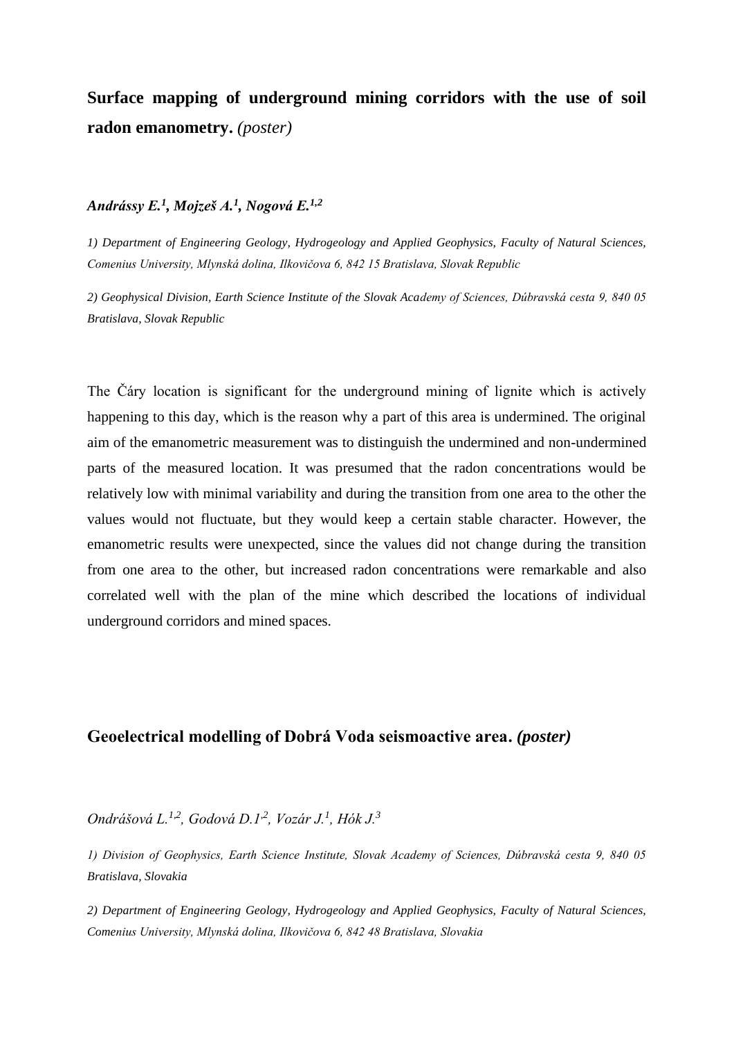## **Surface mapping of underground mining corridors with the use of soil radon emanometry.** *(poster)*

***Andrássy E.[1], Mojzeš A.[1], Nogová E.[1,2]***

*1) Department of Engineering Geology, Hydrogeology and Applied Geophysics, Faculty of Natural Sciences, Comenius University, Mlynská dolina, Ilkovičova 6, 842 15 Bratislava, Slovak Republic*

*2) Geophysical Division, Earth Science Institute of the Slovak Academy of Sciences, Dúbravská cesta 9, 840 05 Bratislava, Slovak Republic*

The Čáry location is significant for the underground mining of lignite which is actively happening to this day, which is the reason why a part of this area is undermined. The original aim of the emanometric measurement was to distinguish the undermined and non-undermined parts of the measured location. It was presumed that the radon concentrations would be relatively low with minimal variability and during the transition from one area to the other the values would not fluctuate, but they would keep a certain stable character. However, the emanometric results were unexpected, since the values did not change during the transition from one area to the other, but increased radon concentrations were remarkable and also correlated well with the plan of the mine which described the locations of individual underground corridors and mined spaces.

## **Geoelectrical modelling of Dobrá Voda seismoactive area.** ***(poster)***

*Ondrášová L.[1,2], Godová D.[1,2], Vozár J.[1], Hók J.[3]*

*1) Division of Geophysics, Earth Science Institute, Slovak Academy of Sciences, Dúbravská cesta 9, 840 05 Bratislava, Slovakia*

*2) Department of Engineering Geology, Hydrogeology and Applied Geophysics, Faculty of Natural Sciences, Comenius University, Mlynská dolina, Ilkovičova 6, 842 48 Bratislava, Slovakia*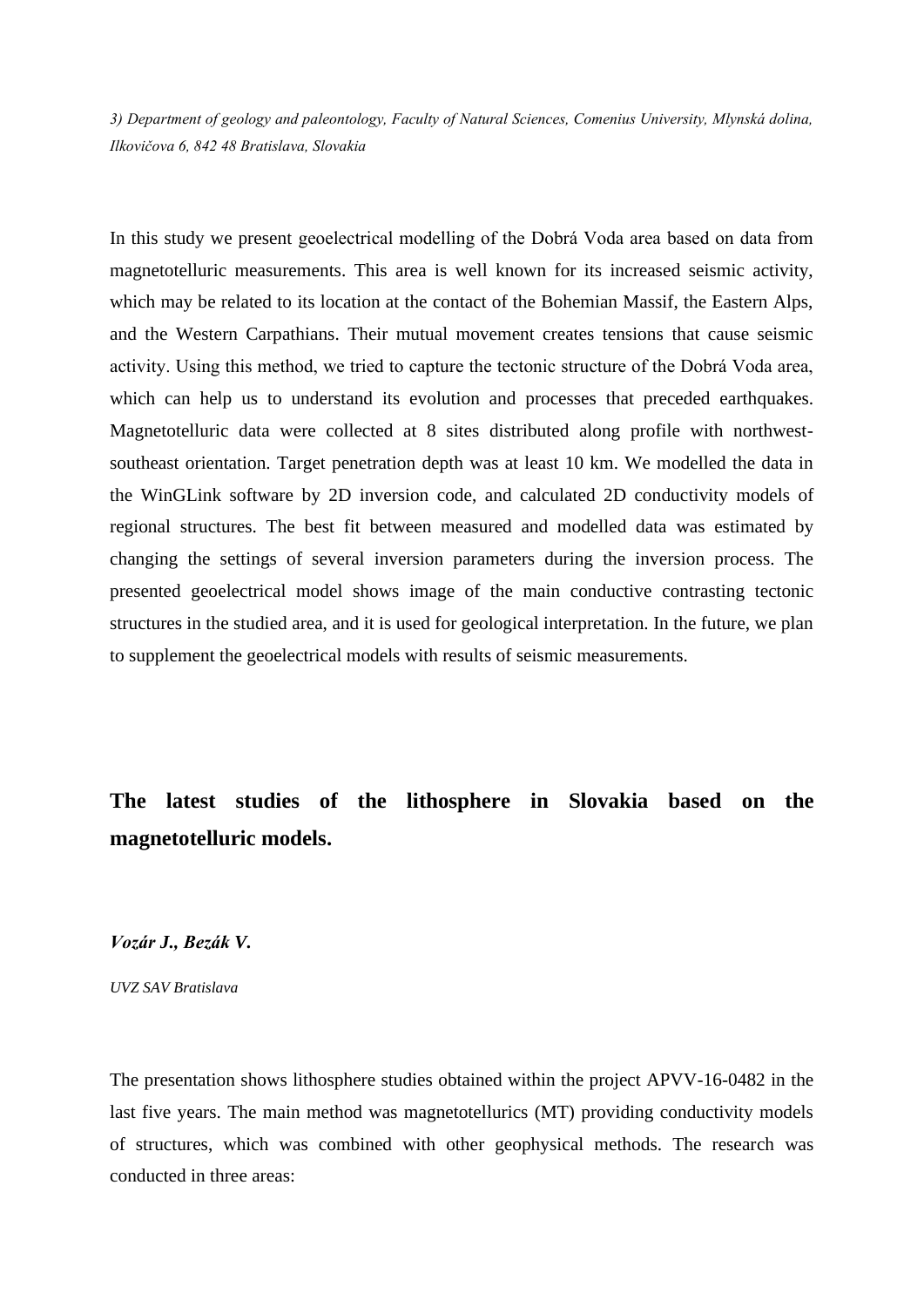*3) Department of geology and paleontology, Faculty of Natural Sciences, Comenius University, Mlynská dolina, Ilkovičova 6, 842 48 Bratislava, Slovakia*

In this study we present geoelectrical modelling of the Dobrá Voda area based on data from magnetotelluric measurements. This area is well known for its increased seismic activity, which may be related to its location at the contact of the Bohemian Massif, the Eastern Alps, and the Western Carpathians. Their mutual movement creates tensions that cause seismic activity. Using this method, we tried to capture the tectonic structure of the Dobrá Voda area, which can help us to understand its evolution and processes that preceded earthquakes. Magnetotelluric data were collected at 8 sites distributed along profile with northwest-southeast orientation. Target penetration depth was at least 10 km. We modelled the data in the WinGLink software by 2D inversion code, and calculated 2D conductivity models of regional structures. The best fit between measured and modelled data was estimated by changing the settings of several inversion parameters during the inversion process. The presented geoelectrical model shows image of the main conductive contrasting tectonic structures in the studied area, and it is used for geological interpretation. In the future, we plan to supplement the geoelectrical models with results of seismic measurements.

## The latest studies of the lithosphere in Slovakia based on the magnetotelluric models.

***Vozár J., Bezák V.***

*UVZ SAV Bratislava*

The presentation shows lithosphere studies obtained within the project APVV-16-0482 in the last five years. The main method was magnetotellurics (MT) providing conductivity models of structures, which was combined with other geophysical methods. The research was conducted in three areas: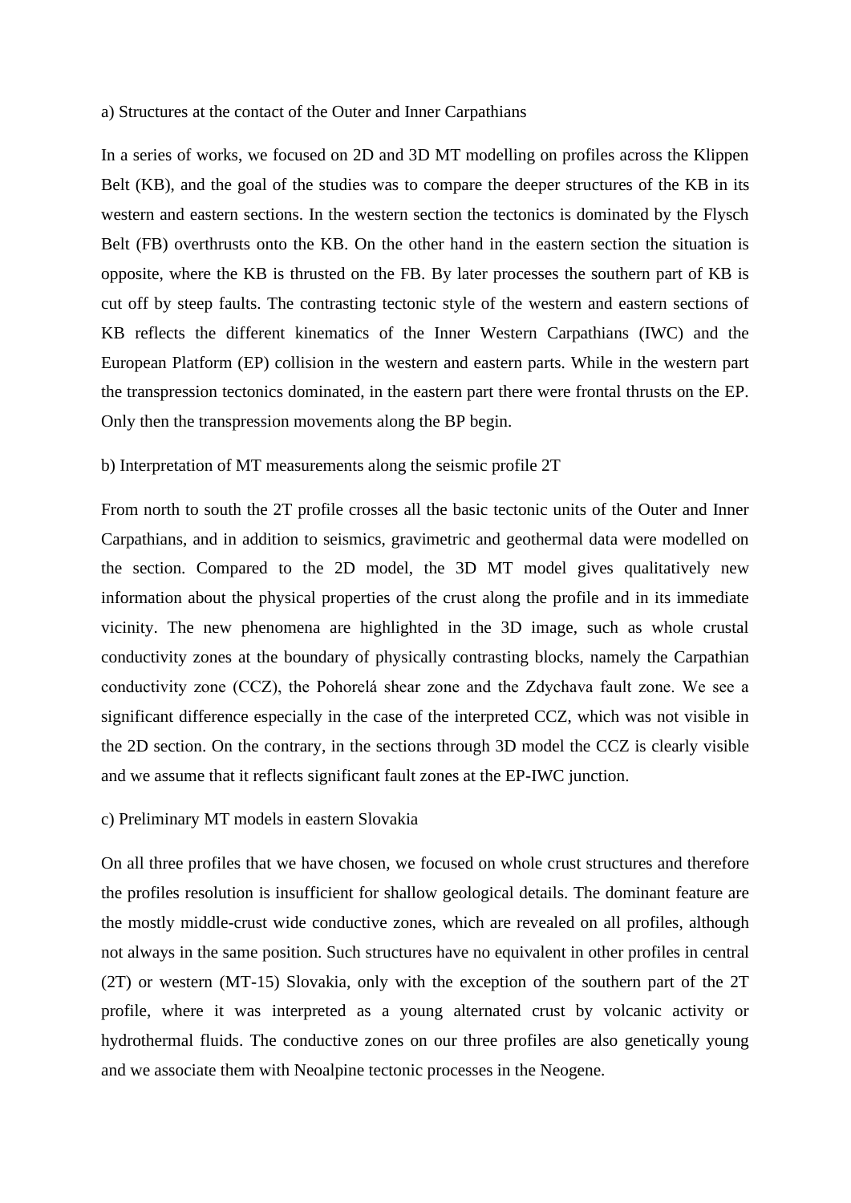a) Structures at the contact of the Outer and Inner Carpathians

In a series of works, we focused on 2D and 3D MT modelling on profiles across the Klippen Belt (KB), and the goal of the studies was to compare the deeper structures of the KB in its western and eastern sections. In the western section the tectonics is dominated by the Flysch Belt (FB) overthrusts onto the KB. On the other hand in the eastern section the situation is opposite, where the KB is thrusted on the FB. By later processes the southern part of KB is cut off by steep faults. The contrasting tectonic style of the western and eastern sections of KB reflects the different kinematics of the Inner Western Carpathians (IWC) and the European Platform (EP) collision in the western and eastern parts. While in the western part the transpression tectonics dominated, in the eastern part there were frontal thrusts on the EP. Only then the transpression movements along the BP begin.

b) Interpretation of MT measurements along the seismic profile 2T

From north to south the 2T profile crosses all the basic tectonic units of the Outer and Inner Carpathians, and in addition to seismics, gravimetric and geothermal data were modelled on the section. Compared to the 2D model, the 3D MT model gives qualitatively new information about the physical properties of the crust along the profile and in its immediate vicinity. The new phenomena are highlighted in the 3D image, such as whole crustal conductivity zones at the boundary of physically contrasting blocks, namely the Carpathian conductivity zone (CCZ), the Pohorelá shear zone and the Zdychava fault zone. We see a significant difference especially in the case of the interpreted CCZ, which was not visible in the 2D section. On the contrary, in the sections through 3D model the CCZ is clearly visible and we assume that it reflects significant fault zones at the EP-IWC junction.

c) Preliminary MT models in eastern Slovakia

On all three profiles that we have chosen, we focused on whole crust structures and therefore the profiles resolution is insufficient for shallow geological details. The dominant feature are the mostly middle-crust wide conductive zones, which are revealed on all profiles, although not always in the same position. Such structures have no equivalent in other profiles in central (2T) or western (MT-15) Slovakia, only with the exception of the southern part of the 2T profile, where it was interpreted as a young alternated crust by volcanic activity or hydrothermal fluids. The conductive zones on our three profiles are also genetically young and we associate them with Neoalpine tectonic processes in the Neogene.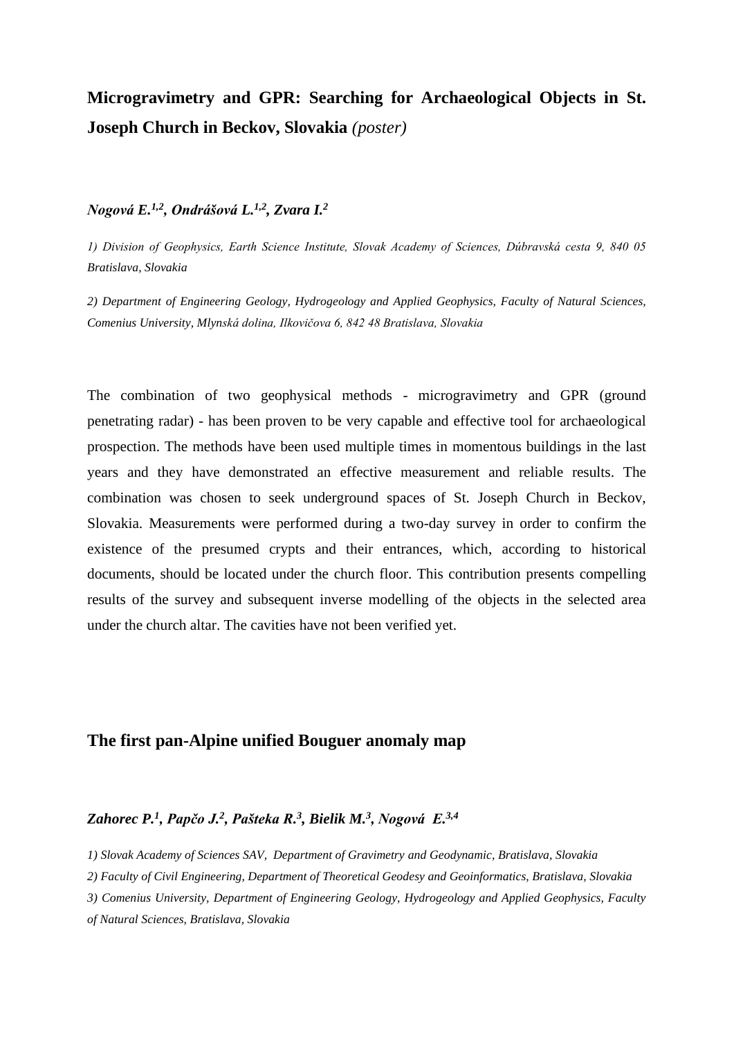## Microgravimetry and GPR: Searching for Archaeological Objects in St. Joseph Church in Beckov, Slovakia *(poster)*

***Nogová E.[1,2], Ondrášová L.[1,2], Zvara I.[2]***

*1) Division of Geophysics, Earth Science Institute, Slovak Academy of Sciences, Dúbravská cesta 9, 840 05 Bratislava, Slovakia*

*2) Department of Engineering Geology, Hydrogeology and Applied Geophysics, Faculty of Natural Sciences, Comenius University, Mlynská dolina, Ilkovičova 6, 842 48 Bratislava, Slovakia*

The combination of two geophysical methods - microgravimetry and GPR (ground penetrating radar) - has been proven to be very capable and effective tool for archaeological prospection. The methods have been used multiple times in momentous buildings in the last years and they have demonstrated an effective measurement and reliable results. The combination was chosen to seek underground spaces of St. Joseph Church in Beckov, Slovakia. Measurements were performed during a two-day survey in order to confirm the existence of the presumed crypts and their entrances, which, according to historical documents, should be located under the church floor. This contribution presents compelling results of the survey and subsequent inverse modelling of the objects in the selected area under the church altar. The cavities have not been verified yet.

## The first pan-Alpine unified Bouguer anomaly map

***Zahorec P.[1], Papčo J.[2], Pašteka R.[3], Bielik M.[3], Nogová E.[3,4]***

*1) Slovak Academy of Sciences SAV, Department of Gravimetry and Geodynamic, Bratislava, Slovakia*

*2) Faculty of Civil Engineering, Department of Theoretical Geodesy and Geoinformatics, Bratislava, Slovakia*

*3) Comenius University, Department of Engineering Geology, Hydrogeology and Applied Geophysics, Faculty of Natural Sciences, Bratislava, Slovakia*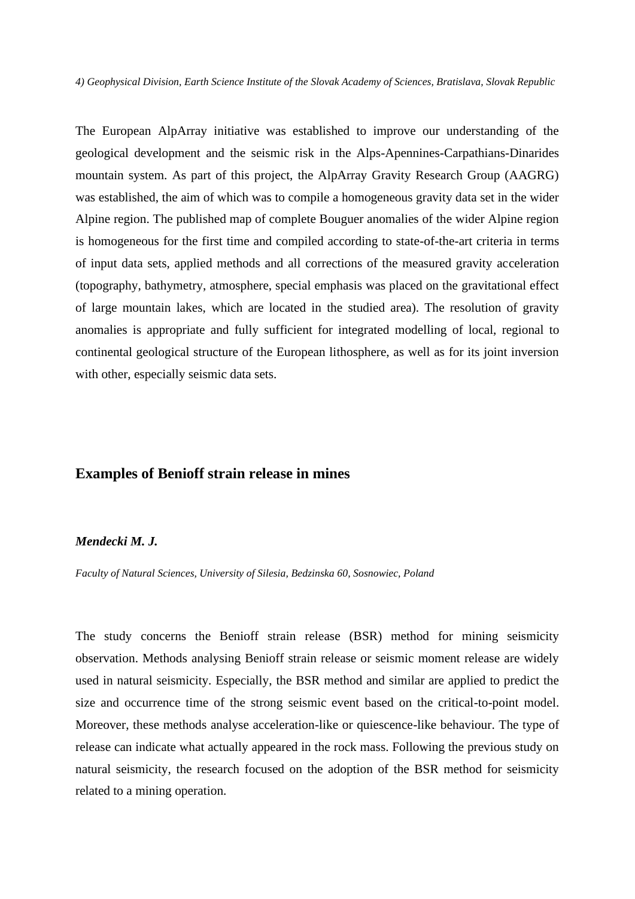*4) Geophysical Division, Earth Science Institute of the Slovak Academy of Sciences, Bratislava, Slovak Republic*

The European AlpArray initiative was established to improve our understanding of the geological development and the seismic risk in the Alps-Apennines-Carpathians-Dinarides mountain system. As part of this project, the AlpArray Gravity Research Group (AAGRG) was established, the aim of which was to compile a homogeneous gravity data set in the wider Alpine region. The published map of complete Bouguer anomalies of the wider Alpine region is homogeneous for the first time and compiled according to state-of-the-art criteria in terms of input data sets, applied methods and all corrections of the measured gravity acceleration (topography, bathymetry, atmosphere, special emphasis was placed on the gravitational effect of large mountain lakes, which are located in the studied area). The resolution of gravity anomalies is appropriate and fully sufficient for integrated modelling of local, regional to continental geological structure of the European lithosphere, as well as for its joint inversion with other, especially seismic data sets.

## Examples of Benioff strain release in mines

***Mendecki M. J.***

*Faculty of Natural Sciences, University of Silesia, Bedzinska 60, Sosnowiec, Poland*

The study concerns the Benioff strain release (BSR) method for mining seismicity observation. Methods analysing Benioff strain release or seismic moment release are widely used in natural seismicity. Especially, the BSR method and similar are applied to predict the size and occurrence time of the strong seismic event based on the critical-to-point model. Moreover, these methods analyse acceleration-like or quiescence-like behaviour. The type of release can indicate what actually appeared in the rock mass. Following the previous study on natural seismicity, the research focused on the adoption of the BSR method for seismicity related to a mining operation.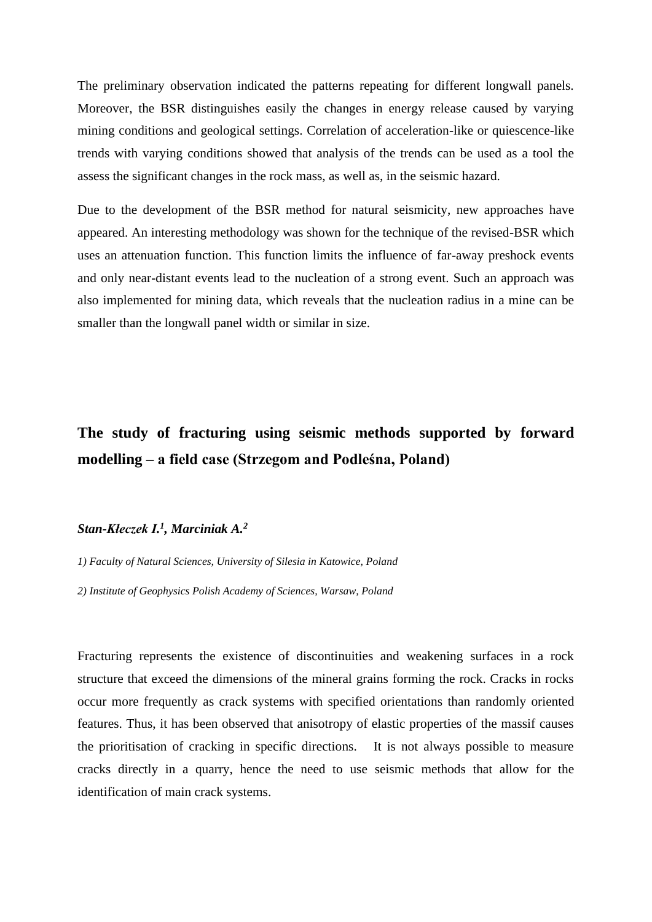The preliminary observation indicated the patterns repeating for different longwall panels. Moreover, the BSR distinguishes easily the changes in energy release caused by varying mining conditions and geological settings. Correlation of acceleration-like or quiescence-like trends with varying conditions showed that analysis of the trends can be used as a tool the assess the significant changes in the rock mass, as well as, in the seismic hazard.

Due to the development of the BSR method for natural seismicity, new approaches have appeared. An interesting methodology was shown for the technique of the revised-BSR which uses an attenuation function. This function limits the influence of far-away preshock events and only near-distant events lead to the nucleation of a strong event. Such an approach was also implemented for mining data, which reveals that the nucleation radius in a mine can be smaller than the longwall panel width or similar in size.

## The study of fracturing using seismic methods supported by forward modelling – a field case (Strzegom and Podleśna, Poland)

***Stan-Kłeczek I.[1], Marciniak A.[2]***

*1) Faculty of Natural Sciences, University of Silesia in Katowice, Poland*

*2) Institute of Geophysics Polish Academy of Sciences, Warsaw, Poland*

Fracturing represents the existence of discontinuities and weakening surfaces in a rock structure that exceed the dimensions of the mineral grains forming the rock. Cracks in rocks occur more frequently as crack systems with specified orientations than randomly oriented features. Thus, it has been observed that anisotropy of elastic properties of the massif causes the prioritisation of cracking in specific directions. It is not always possible to measure cracks directly in a quarry, hence the need to use seismic methods that allow for the identification of main crack systems.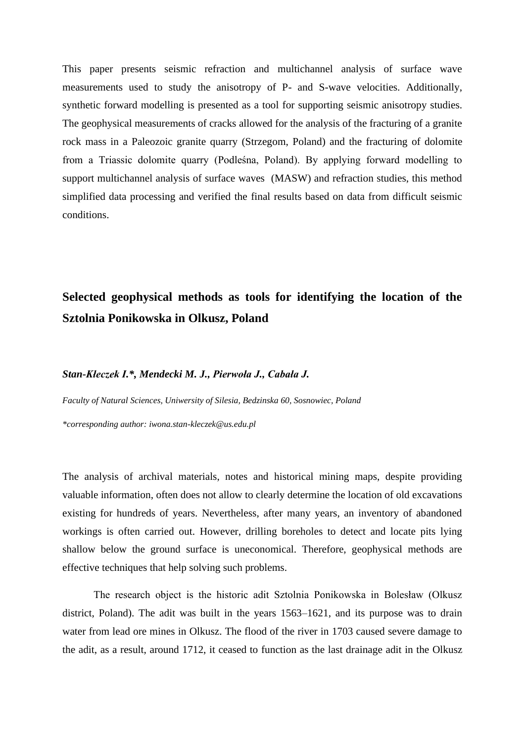This paper presents seismic refraction and multichannel analysis of surface wave measurements used to study the anisotropy of P- and S-wave velocities. Additionally, synthetic forward modelling is presented as a tool for supporting seismic anisotropy studies. The geophysical measurements of cracks allowed for the analysis of the fracturing of a granite rock mass in a Paleozoic granite quarry (Strzegom, Poland) and the fracturing of dolomite from a Triassic dolomite quarry (Podleśna, Poland). By applying forward modelling to support multichannel analysis of surface waves (MASW) and refraction studies, this method simplified data processing and verified the final results based on data from difficult seismic conditions.

## Selected geophysical methods as tools for identifying the location of the Sztolnia Ponikowska in Olkusz, Poland

***Stan-Kłeczek I.\*, Mendecki M. J., Pierwoła J., Cabała J.***

*Faculty of Natural Sciences, Uniwersity of Silesia, Bedzinska 60, Sosnowiec, Poland*

*\*corresponding author: iwona.stan-kleczek@us.edu.pl*

The analysis of archival materials, notes and historical mining maps, despite providing valuable information, often does not allow to clearly determine the location of old excavations existing for hundreds of years. Nevertheless, after many years, an inventory of abandoned workings is often carried out. However, drilling boreholes to detect and locate pits lying shallow below the ground surface is uneconomical. Therefore, geophysical methods are effective techniques that help solving such problems.

The research object is the historic adit Sztolnia Ponikowska in Bolesław (Olkusz district, Poland). The adit was built in the years 1563–1621, and its purpose was to drain water from lead ore mines in Olkusz. The flood of the river in 1703 caused severe damage to the adit, as a result, around 1712, it ceased to function as the last drainage adit in the Olkusz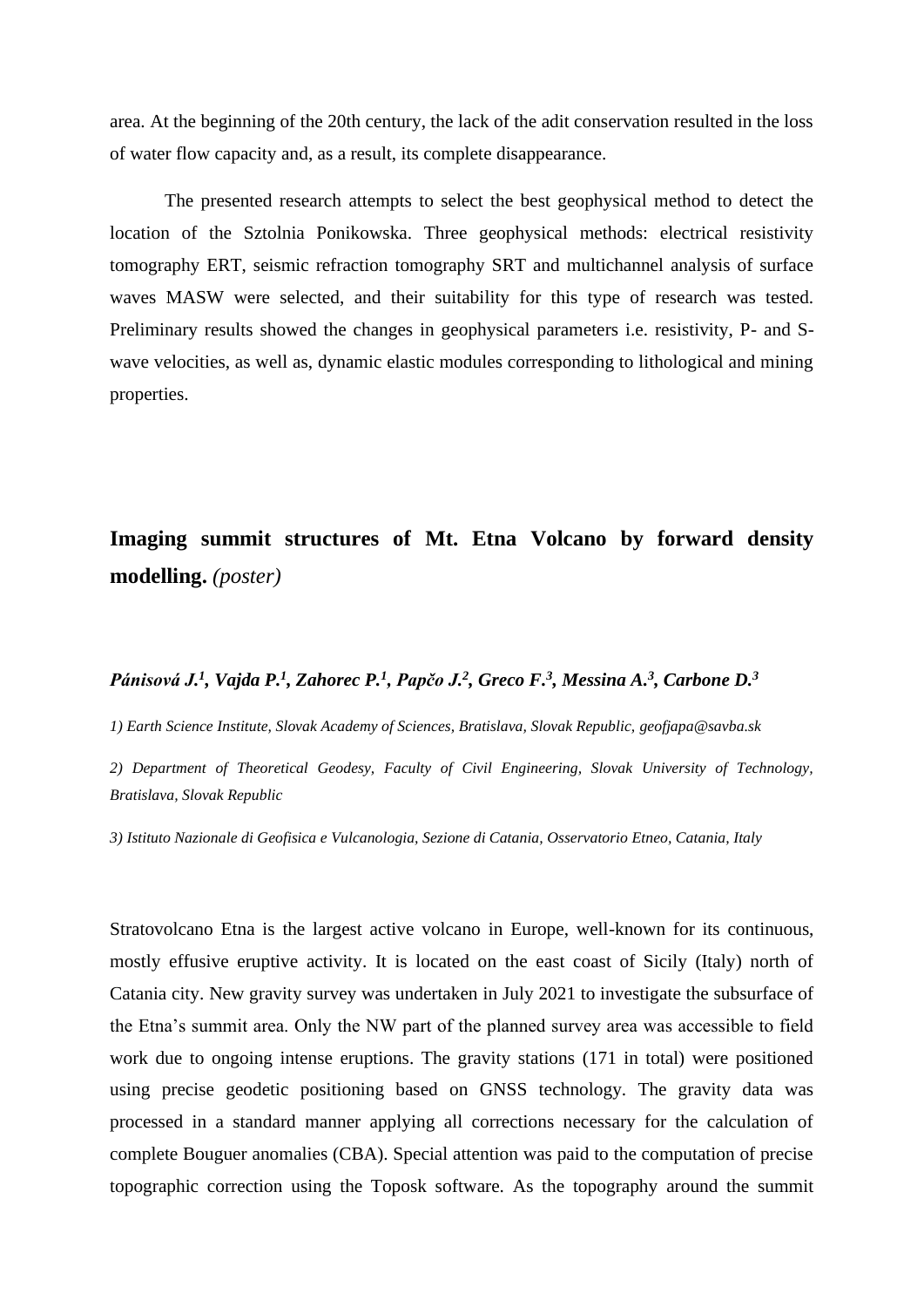area. At the beginning of the 20th century, the lack of the adit conservation resulted in the loss of water flow capacity and, as a result, its complete disappearance.

The presented research attempts to select the best geophysical method to detect the location of the Sztolnia Ponikowska. Three geophysical methods: electrical resistivity tomography ERT, seismic refraction tomography SRT and multichannel analysis of surface waves MASW were selected, and their suitability for this type of research was tested. Preliminary results showed the changes in geophysical parameters i.e. resistivity, P- and S-wave velocities, as well as, dynamic elastic modules corresponding to lithological and mining properties.

## **Imaging summit structures of Mt. Etna Volcano by forward density modelling.** *(poster)*

***Pánisová J.[1], Vajda P.[1], Zahorec P.[1], Papčo J.[2], Greco F.[3], Messina A.[3], Carbone D.[3]***

*1) Earth Science Institute, Slovak Academy of Sciences, Bratislava, Slovak Republic, geofjapa@savba.sk*

*2) Department of Theoretical Geodesy, Faculty of Civil Engineering, Slovak University of Technology, Bratislava, Slovak Republic*

*3) Istituto Nazionale di Geofisica e Vulcanologia, Sezione di Catania, Osservatorio Etneo, Catania, Italy*

Stratovolcano Etna is the largest active volcano in Europe, well-known for its continuous, mostly effusive eruptive activity. It is located on the east coast of Sicily (Italy) north of Catania city. New gravity survey was undertaken in July 2021 to investigate the subsurface of the Etna's summit area. Only the NW part of the planned survey area was accessible to field work due to ongoing intense eruptions. The gravity stations (171 in total) were positioned using precise geodetic positioning based on GNSS technology. The gravity data was processed in a standard manner applying all corrections necessary for the calculation of complete Bouguer anomalies (CBA). Special attention was paid to the computation of precise topographic correction using the Toposk software. As the topography around the summit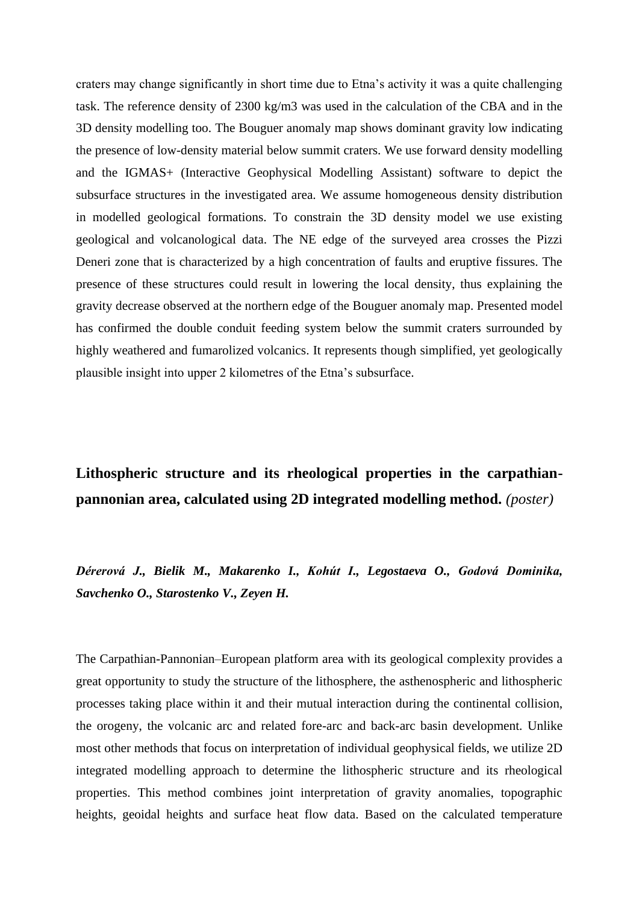craters may change significantly in short time due to Etna’s activity it was a quite challenging task. The reference density of 2300 kg/m3 was used in the calculation of the CBA and in the 3D density modelling too. The Bouguer anomaly map shows dominant gravity low indicating the presence of low-density material below summit craters. We use forward density modelling and the IGMAS+ (Interactive Geophysical Modelling Assistant) software to depict the subsurface structures in the investigated area. We assume homogeneous density distribution in modelled geological formations. To constrain the 3D density model we use existing geological and volcanological data. The NE edge of the surveyed area crosses the Pizzi Deneri zone that is characterized by a high concentration of faults and eruptive fissures. The presence of these structures could result in lowering the local density, thus explaining the gravity decrease observed at the northern edge of the Bouguer anomaly map. Presented model has confirmed the double conduit feeding system below the summit craters surrounded by highly weathered and fumarolized volcanics. It represents though simplified, yet geologically plausible insight into upper 2 kilometres of the Etna’s subsurface.

## Lithospheric structure and its rheological properties in the carpathian-pannonian area, calculated using 2D integrated modelling method. *(poster)*

***Dérerová J., Bielik M., Makarenko I., Kohút I., Legostaeva O., Godová Dominika, Savchenko O., Starostenko V., Zeyen H.***

The Carpathian-Pannonian–European platform area with its geological complexity provides a great opportunity to study the structure of the lithosphere, the asthenospheric and lithospheric processes taking place within it and their mutual interaction during the continental collision, the orogeny, the volcanic arc and related fore-arc and back-arc basin development. Unlike most other methods that focus on interpretation of individual geophysical fields, we utilize 2D integrated modelling approach to determine the lithospheric structure and its rheological properties. This method combines joint interpretation of gravity anomalies, topographic heights, geoidal heights and surface heat flow data. Based on the calculated temperature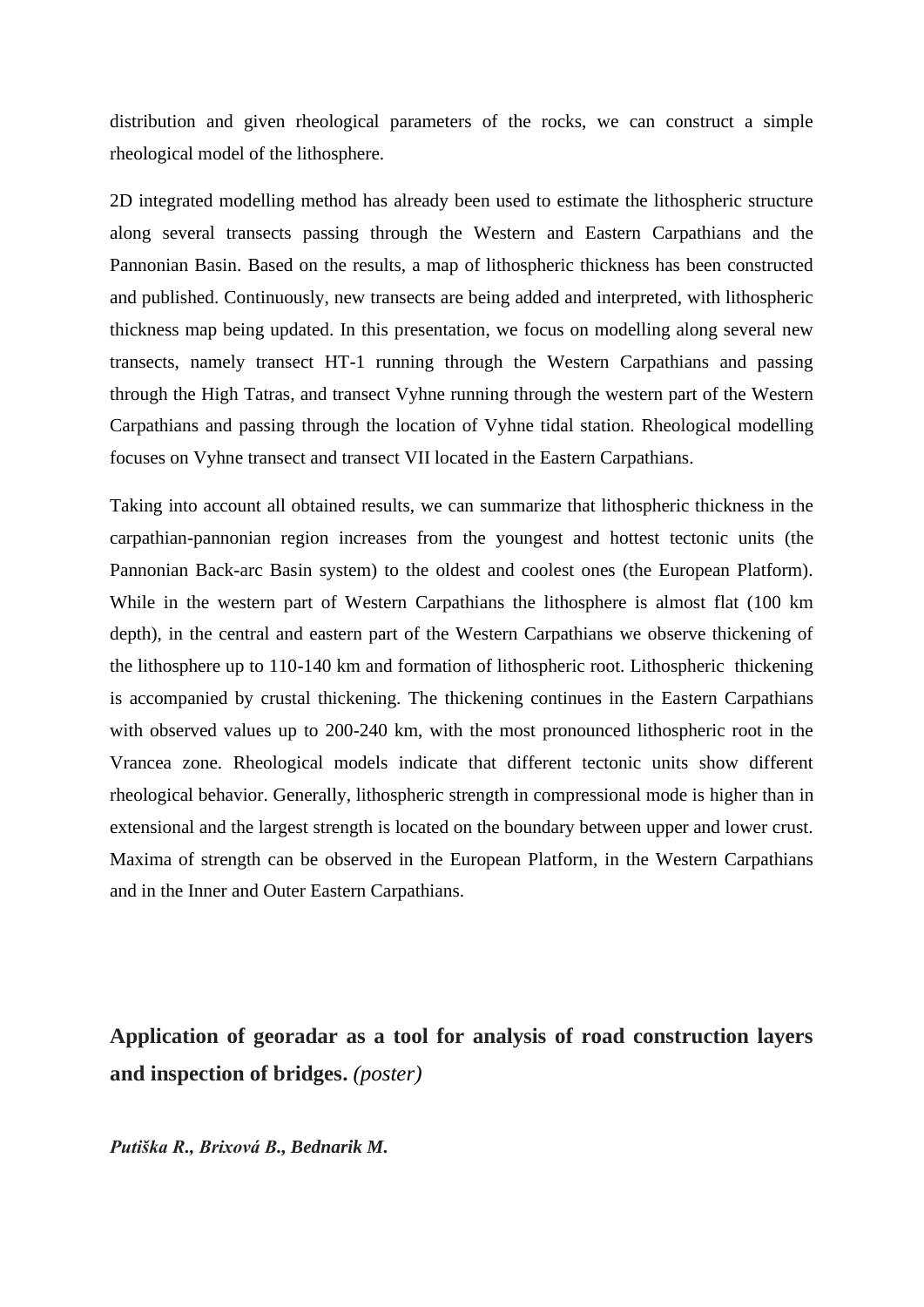distribution and given rheological parameters of the rocks, we can construct a simple rheological model of the lithosphere.

2D integrated modelling method has already been used to estimate the lithospheric structure along several transects passing through the Western and Eastern Carpathians and the Pannonian Basin. Based on the results, a map of lithospheric thickness has been constructed and published. Continuously, new transects are being added and interpreted, with lithospheric thickness map being updated. In this presentation, we focus on modelling along several new transects, namely transect HT-1 running through the Western Carpathians and passing through the High Tatras, and transect Vyhne running through the western part of the Western Carpathians and passing through the location of Vyhne tidal station. Rheological modelling focuses on Vyhne transect and transect VII located in the Eastern Carpathians.

Taking into account all obtained results, we can summarize that lithospheric thickness in the carpathian-pannonian region increases from the youngest and hottest tectonic units (the Pannonian Back-arc Basin system) to the oldest and coolest ones (the European Platform). While in the western part of Western Carpathians the lithosphere is almost flat (100 km depth), in the central and eastern part of the Western Carpathians we observe thickening of the lithosphere up to 110-140 km and formation of lithospheric root. Lithospheric thickening is accompanied by crustal thickening. The thickening continues in the Eastern Carpathians with observed values up to 200-240 km, with the most pronounced lithospheric root in the Vrancea zone. Rheological models indicate that different tectonic units show different rheological behavior. Generally, lithospheric strength in compressional mode is higher than in extensional and the largest strength is located on the boundary between upper and lower crust. Maxima of strength can be observed in the European Platform, in the Western Carpathians and in the Inner and Outer Eastern Carpathians.

## Application of georadar as a tool for analysis of road construction layers and inspection of bridges. *(poster)*

***Putiška R., Brixová B., Bednarik M.***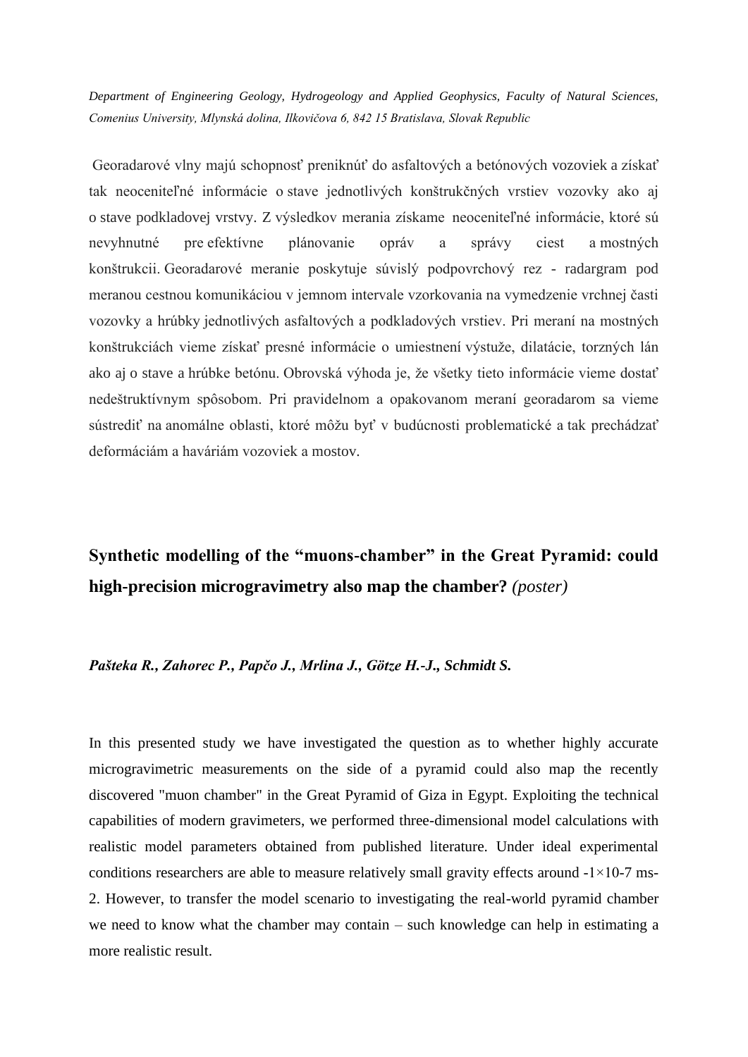*Department of Engineering Geology, Hydrogeology and Applied Geophysics, Faculty of Natural Sciences, Comenius University, Mlynská dolina, Ilkovičova 6, 842 15 Bratislava, Slovak Republic*

Georadarové vlny majú schopnosť preniknúť do asfaltových a betónových vozoviek a získať tak neoceniteľné informácie o stave jednotlivých konštrukčných vrstiev vozovky ako aj o stave podkladovej vrstvy. Z výsledkov merania získame neoceniteľné informácie, ktoré sú nevyhnutné pre efektívne plánovanie opráv a správy ciest a mostných konštrukcii. Georadarové meranie poskytuje súvislý podpovrchový rez - radargram pod meranou cestnou komunikáciou v jemnom intervale vzorkovania na vymedzenie vrchnej časti vozovky a hrúbky jednotlivých asfaltových a podkladových vrstiev. Pri meraní na mostných konštrukciách vieme získať presné informácie o umiestnení výstuže, dilatácie, torzných lán ako aj o stave a hrúbke betónu. Obrovská výhoda je, že všetky tieto informácie vieme dostať nedeštruktívnym spôsobom. Pri pravidelnom a opakovanom meraní georadarom sa vieme sústrediť na anomálne oblasti, ktoré môžu byť v budúcnosti problematické a tak prechádzať deformáciám a haváriám vozoviek a mostov.

## Synthetic modelling of the "muons-chamber" in the Great Pyramid: could high-precision microgravimetry also map the chamber? *(poster)*

***Pašteka R., Zahorec P., Papčo J., Mrlina J., Götze H.-J., Schmidt S.***

In this presented study we have investigated the question as to whether highly accurate microgravimetric measurements on the side of a pyramid could also map the recently discovered "muon chamber" in the Great Pyramid of Giza in Egypt. Exploiting the technical capabilities of modern gravimeters, we performed three-dimensional model calculations with realistic model parameters obtained from published literature. Under ideal experimental conditions researchers are able to measure relatively small gravity effects around $-1\times10^{-7}$ ms-2. However, to transfer the model scenario to investigating the real-world pyramid chamber we need to know what the chamber may contain – such knowledge can help in estimating a more realistic result.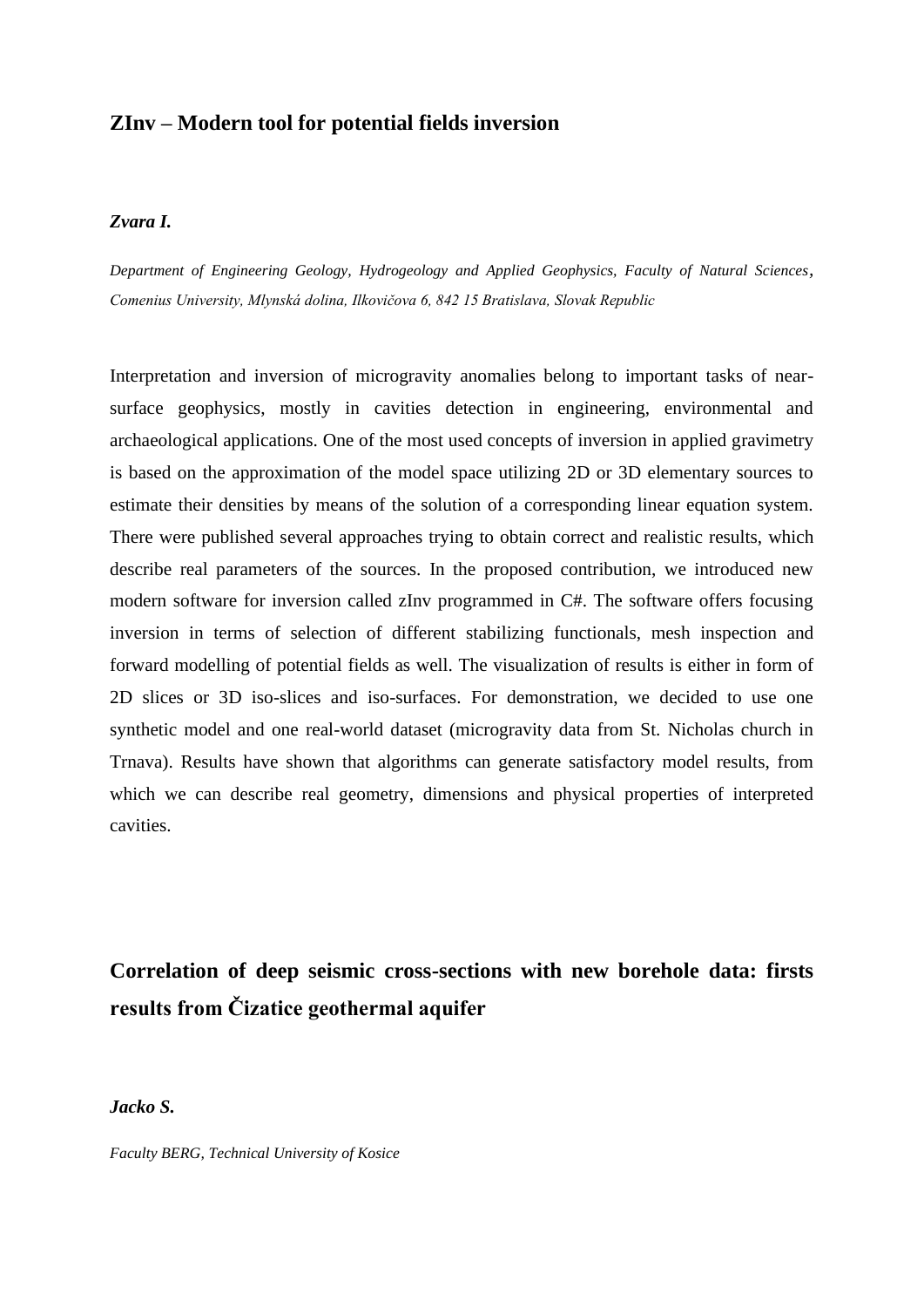## ZInv – Modern tool for potential fields inversion

***Zvara I.***

*Department of Engineering Geology, Hydrogeology and Applied Geophysics, Faculty of Natural Sciences, Comenius University, Mlynská dolina, Ilkovičova 6, 842 15 Bratislava, Slovak Republic*

Interpretation and inversion of microgravity anomalies belong to important tasks of near-surface geophysics, mostly in cavities detection in engineering, environmental and archaeological applications. One of the most used concepts of inversion in applied gravimetry is based on the approximation of the model space utilizing 2D or 3D elementary sources to estimate their densities by means of the solution of a corresponding linear equation system. There were published several approaches trying to obtain correct and realistic results, which describe real parameters of the sources. In the proposed contribution, we introduced new modern software for inversion called zInv programmed in C#. The software offers focusing inversion in terms of selection of different stabilizing functionals, mesh inspection and forward modelling of potential fields as well. The visualization of results is either in form of 2D slices or 3D iso-slices and iso-surfaces. For demonstration, we decided to use one synthetic model and one real-world dataset (microgravity data from St. Nicholas church in Trnava). Results have shown that algorithms can generate satisfactory model results, from which we can describe real geometry, dimensions and physical properties of interpreted cavities.

## Correlation of deep seismic cross-sections with new borehole data: firsts results from Čizatice geothermal aquifer

***Jacko S.***

*Faculty BERG, Technical University of Kosice*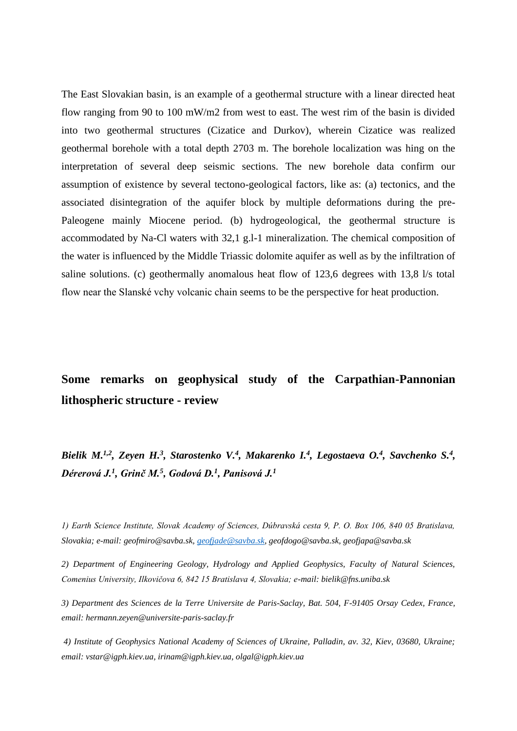The East Slovakian basin, is an example of a geothermal structure with a linear directed heat flow ranging from 90 to 100 mW/m2 from west to east. The west rim of the basin is divided into two geothermal structures (Cizatice and Durkov), wherein Cizatice was realized geothermal borehole with a total depth 2703 m. The borehole localization was hing on the interpretation of several deep seismic sections. The new borehole data confirm our assumption of existence by several tectono-geological factors, like as: (a) tectonics, and the associated disintegration of the aquifer block by multiple deformations during the pre-Paleogene mainly Miocene period. (b) hydrogeological, the geothermal structure is accommodated by Na-Cl waters with 32,1 g.l-1 mineralization. The chemical composition of the water is influenced by the Middle Triassic dolomite aquifer as well as by the infiltration of saline solutions. (c) geothermally anomalous heat flow of 123,6 degrees with 13,8 l/s total flow near the Slanské vchy volcanic chain seems to be the perspective for heat production.

## Some remarks on geophysical study of the Carpathian-Pannonian lithospheric structure - review

***Bielik M.[1,2], Zeyen H.[3], Starostenko V.[4], Makarenko I.[4], Legostaeva O.[4], Savchenko S.[4], Dérerová J.[1], Grinč M.[5], Godová D.[1], Panisová J.[1]***

*1) Earth Science Institute, Slovak Academy of Sciences, Dúbravská cesta 9, P. O. Box 106, 840 05 Bratislava, Slovakia; e-mail: geofmiro@savba.sk, geofjade@savba.sk, geofdogo@savba.sk, geofjapa@savba.sk*

*2) Department of Engineering Geology, Hydrology and Applied Geophysics, Faculty of Natural Sciences, Comenius University, Ilkovičova 6, 842 15 Bratislava 4, Slovakia; e-mail: bielik@fns.uniba.sk*

*3) Department des Sciences de la Terre Universite de Paris-Saclay, Bat. 504, F-91405 Orsay Cedex, France, email: hermann.zeyen@universite-paris-saclay.fr*

*4) Institute of Geophysics National Academy of Sciences of Ukraine, Palladin, av. 32, Kiev, 03680, Ukraine; email: vstar@igph.kiev.ua, irinam@igph.kiev.ua, olgal@igph.kiev.ua*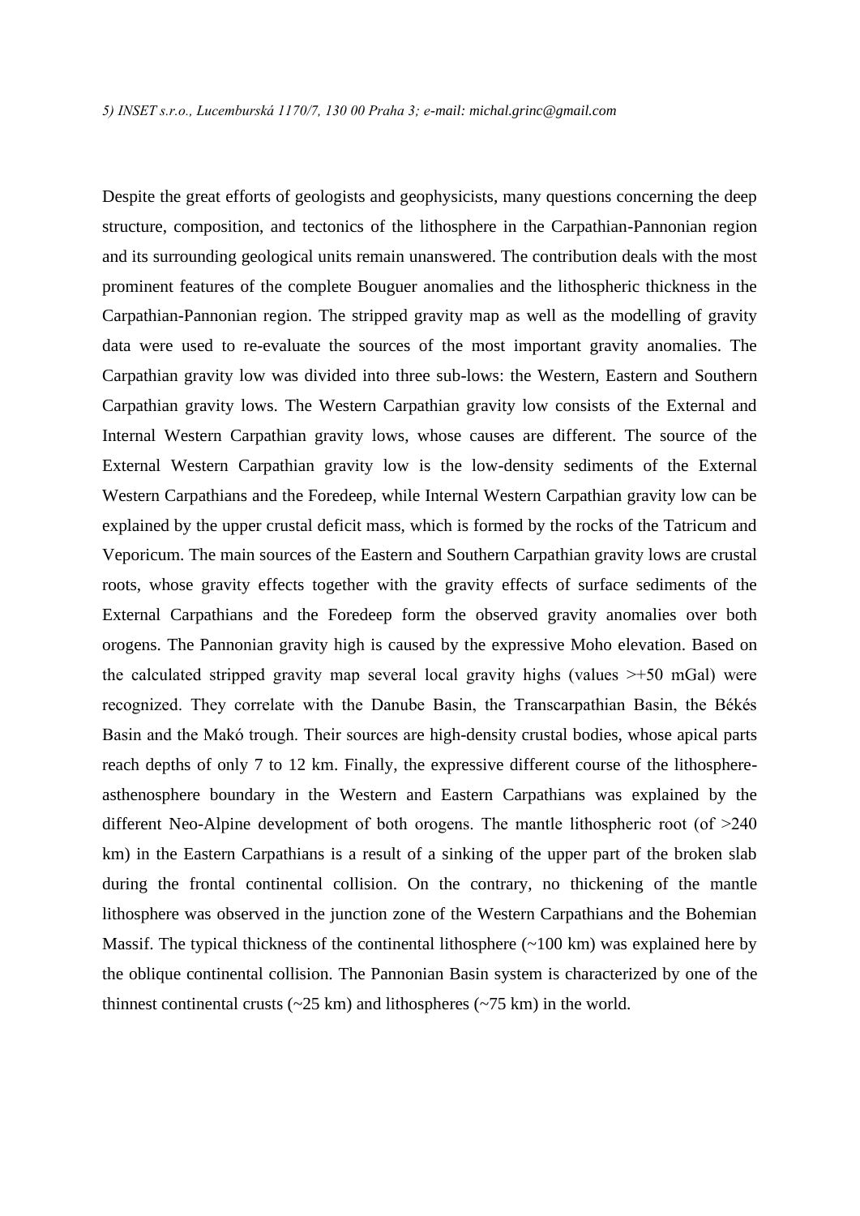*5) INSET s.r.o., Lucemburská 1170/7, 130 00 Praha 3; e-mail: michal.grinc@gmail.com*

Despite the great efforts of geologists and geophysicists, many questions concerning the deep structure, composition, and tectonics of the lithosphere in the Carpathian-Pannonian region and its surrounding geological units remain unanswered. The contribution deals with the most prominent features of the complete Bouguer anomalies and the lithospheric thickness in the Carpathian-Pannonian region. The stripped gravity map as well as the modelling of gravity data were used to re-evaluate the sources of the most important gravity anomalies. The Carpathian gravity low was divided into three sub-lows: the Western, Eastern and Southern Carpathian gravity lows. The Western Carpathian gravity low consists of the External and Internal Western Carpathian gravity lows, whose causes are different. The source of the External Western Carpathian gravity low is the low-density sediments of the External Western Carpathians and the Foredeep, while Internal Western Carpathian gravity low can be explained by the upper crustal deficit mass, which is formed by the rocks of the Tatricum and Veporicum. The main sources of the Eastern and Southern Carpathian gravity lows are crustal roots, whose gravity effects together with the gravity effects of surface sediments of the External Carpathians and the Foredeep form the observed gravity anomalies over both orogens. The Pannonian gravity high is caused by the expressive Moho elevation. Based on the calculated stripped gravity map several local gravity highs (values >+50 mGal) were recognized. They correlate with the Danube Basin, the Transcarpathian Basin, the Békés Basin and the Makó trough. Their sources are high-density crustal bodies, whose apical parts reach depths of only 7 to 12 km. Finally, the expressive different course of the lithosphere-asthenosphere boundary in the Western and Eastern Carpathians was explained by the different Neo-Alpine development of both orogens. The mantle lithospheric root (of >240 km) in the Eastern Carpathians is a result of a sinking of the upper part of the broken slab during the frontal continental collision. On the contrary, no thickening of the mantle lithosphere was observed in the junction zone of the Western Carpathians and the Bohemian Massif. The typical thickness of the continental lithosphere (~100 km) was explained here by the oblique continental collision. The Pannonian Basin system is characterized by one of the thinnest continental crusts (~25 km) and lithospheres (~75 km) in the world.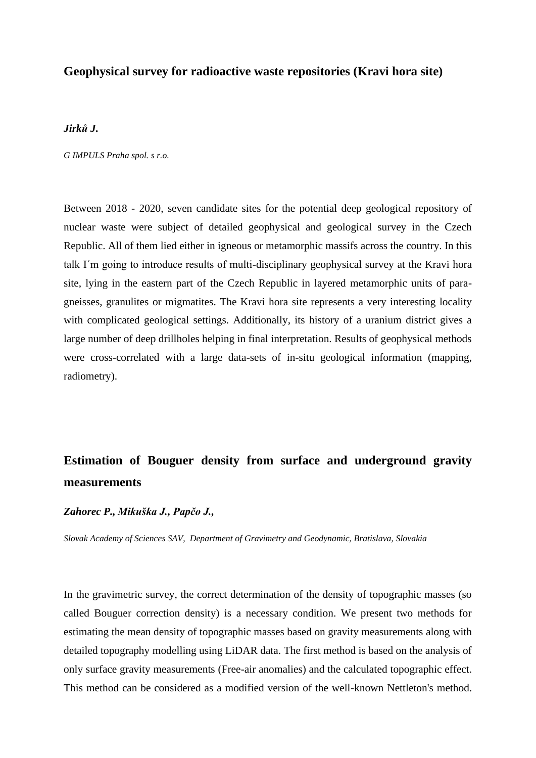## Geophysical survey for radioactive waste repositories (Kravi hora site)

***Jirků J.***

*G IMPULS Praha spol. s r.o.*

Between 2018 - 2020, seven candidate sites for the potential deep geological repository of nuclear waste were subject of detailed geophysical and geological survey in the Czech Republic. All of them lied either in igneous or metamorphic massifs across the country. In this talk I´m going to introduce results of multi-disciplinary geophysical survey at the Kravi hora site, lying in the eastern part of the Czech Republic in layered metamorphic units of para-gneisses, granulites or migmatites. The Kravi hora site represents a very interesting locality with complicated geological settings. Additionally, its history of a uranium district gives a large number of deep drillholes helping in final interpretation. Results of geophysical methods were cross-correlated with a large data-sets of in-situ geological information (mapping, radiometry).

## Estimation of Bouguer density from surface and underground gravity measurements

***Zahorec P., Mikuška J., Papčo J.,***

*Slovak Academy of Sciences SAV, Department of Gravimetry and Geodynamic, Bratislava, Slovakia*

In the gravimetric survey, the correct determination of the density of topographic masses (so called Bouguer correction density) is a necessary condition. We present two methods for estimating the mean density of topographic masses based on gravity measurements along with detailed topography modelling using LiDAR data. The first method is based on the analysis of only surface gravity measurements (Free-air anomalies) and the calculated topographic effect. This method can be considered as a modified version of the well-known Nettleton's method.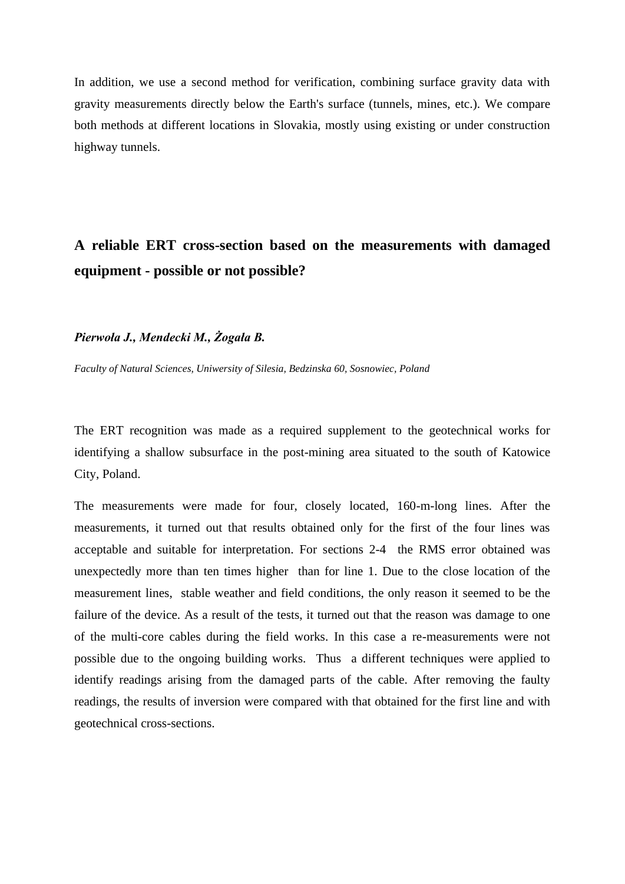In addition, we use a second method for verification, combining surface gravity data with gravity measurements directly below the Earth's surface (tunnels, mines, etc.). We compare both methods at different locations in Slovakia, mostly using existing or under construction highway tunnels.

## A reliable ERT cross-section based on the measurements with damaged equipment - possible or not possible?

***Pierwoła J., Mendecki M., Żogała B.***

*Faculty of Natural Sciences, Uniwersity of Silesia, Bedzinska 60, Sosnowiec, Poland*

The ERT recognition was made as a required supplement to the geotechnical works for identifying a shallow subsurface in the post-mining area situated to the south of Katowice City, Poland.

The measurements were made for four, closely located, 160-m-long lines. After the measurements, it turned out that results obtained only for the first of the four lines was acceptable and suitable for interpretation. For sections 2-4 the RMS error obtained was unexpectedly more than ten times higher than for line 1. Due to the close location of the measurement lines, stable weather and field conditions, the only reason it seemed to be the failure of the device. As a result of the tests, it turned out that the reason was damage to one of the multi-core cables during the field works. In this case a re-measurements were not possible due to the ongoing building works. Thus a different techniques were applied to identify readings arising from the damaged parts of the cable. After removing the faulty readings, the results of inversion were compared with that obtained for the first line and with geotechnical cross-sections.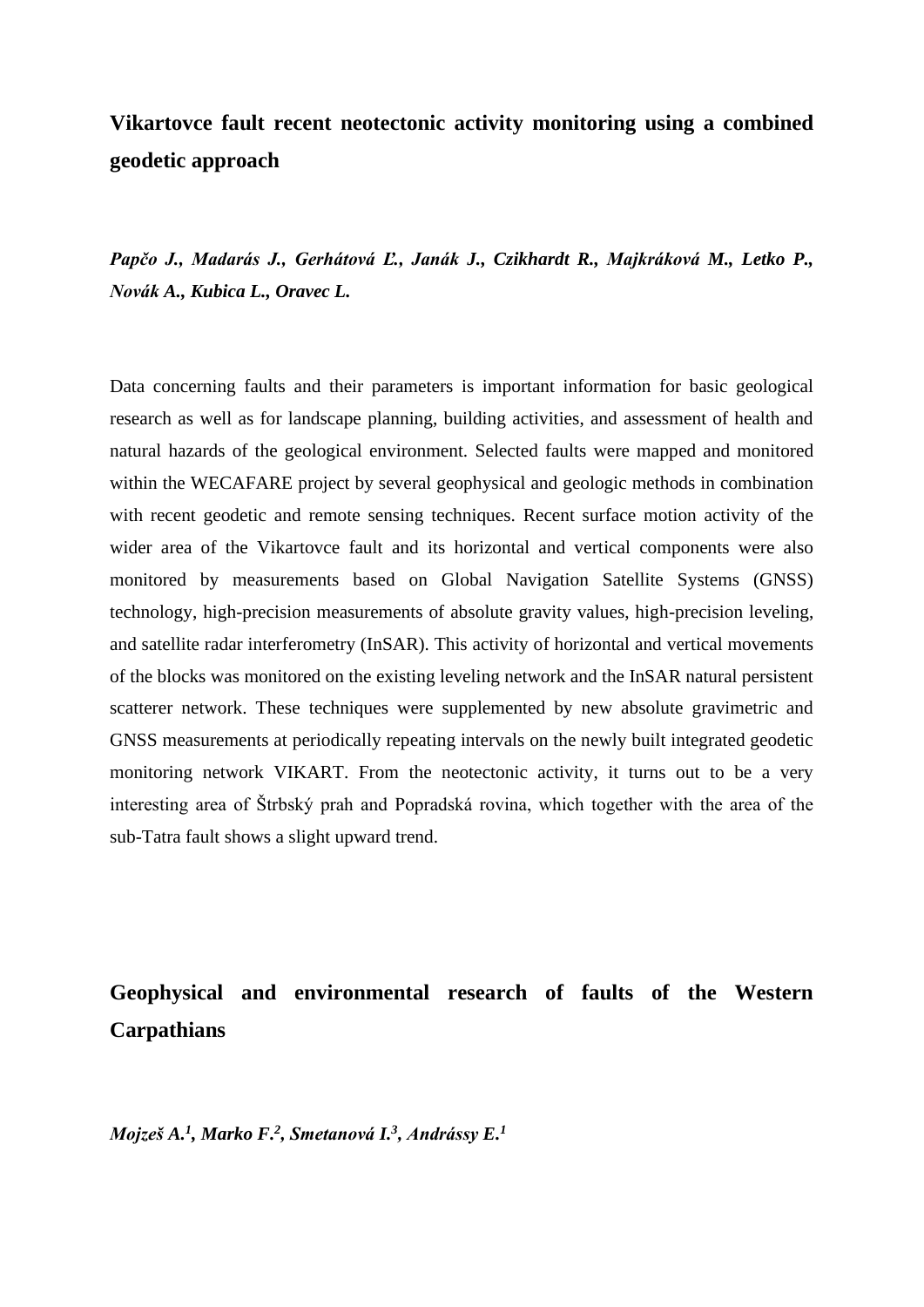## Vikartovce fault recent neotectonic activity monitoring using a combined geodetic approach

***Papčo J., Madarás J., Gerhátová Ľ., Janák J., Czikhardt R., Majkráková M., Letko P., Novák A., Kubica L., Oravec L.***

Data concerning faults and their parameters is important information for basic geological research as well as for landscape planning, building activities, and assessment of health and natural hazards of the geological environment. Selected faults were mapped and monitored within the WECAFARE project by several geophysical and geologic methods in combination with recent geodetic and remote sensing techniques. Recent surface motion activity of the wider area of the Vikartovce fault and its horizontal and vertical components were also monitored by measurements based on Global Navigation Satellite Systems (GNSS) technology, high-precision measurements of absolute gravity values, high-precision leveling, and satellite radar interferometry (InSAR). This activity of horizontal and vertical movements of the blocks was monitored on the existing leveling network and the InSAR natural persistent scatterer network. These techniques were supplemented by new absolute gravimetric and GNSS measurements at periodically repeating intervals on the newly built integrated geodetic monitoring network VIKART. From the neotectonic activity, it turns out to be a very interesting area of Štrbský prah and Popradská rovina, which together with the area of the sub-Tatra fault shows a slight upward trend.

## Geophysical and environmental research of faults of the Western Carpathians

***Mojzeš A.[1], Marko F.[2], Smetanová I.[3], Andrássy E.[1]***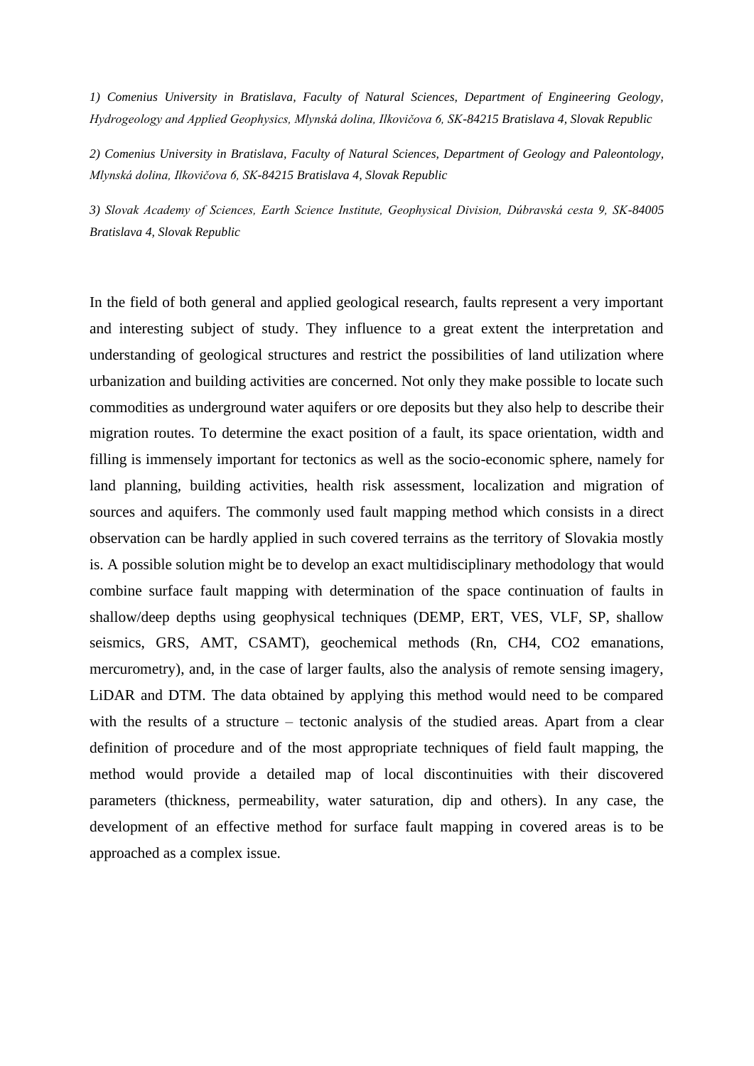*1) Comenius University in Bratislava, Faculty of Natural Sciences, Department of Engineering Geology, Hydrogeology and Applied Geophysics, Mlynská dolina, Ilkovičova 6, SK-84215 Bratislava 4, Slovak Republic*

*2) Comenius University in Bratislava, Faculty of Natural Sciences, Department of Geology and Paleontology, Mlynská dolina, Ilkovičova 6, SK-84215 Bratislava 4, Slovak Republic*

*3) Slovak Academy of Sciences, Earth Science Institute, Geophysical Division, Dúbravská cesta 9, SK-84005 Bratislava 4, Slovak Republic*

In the field of both general and applied geological research, faults represent a very important and interesting subject of study. They influence to a great extent the interpretation and understanding of geological structures and restrict the possibilities of land utilization where urbanization and building activities are concerned. Not only they make possible to locate such commodities as underground water aquifers or ore deposits but they also help to describe their migration routes. To determine the exact position of a fault, its space orientation, width and filling is immensely important for tectonics as well as the socio-economic sphere, namely for land planning, building activities, health risk assessment, localization and migration of sources and aquifers. The commonly used fault mapping method which consists in a direct observation can be hardly applied in such covered terrains as the territory of Slovakia mostly is. A possible solution might be to develop an exact multidisciplinary methodology that would combine surface fault mapping with determination of the space continuation of faults in shallow/deep depths using geophysical techniques (DEMP, ERT, VES, VLF, SP, shallow seismics, GRS, AMT, CSAMT), geochemical methods (Rn, $CH_4$, $CO_2$ emanations, mercurometry), and, in the case of larger faults, also the analysis of remote sensing imagery, LiDAR and DTM. The data obtained by applying this method would need to be compared with the results of a structure – tectonic analysis of the studied areas. Apart from a clear definition of procedure and of the most appropriate techniques of field fault mapping, the method would provide a detailed map of local discontinuities with their discovered parameters (thickness, permeability, water saturation, dip and others). In any case, the development of an effective method for surface fault mapping in covered areas is to be approached as a complex issue.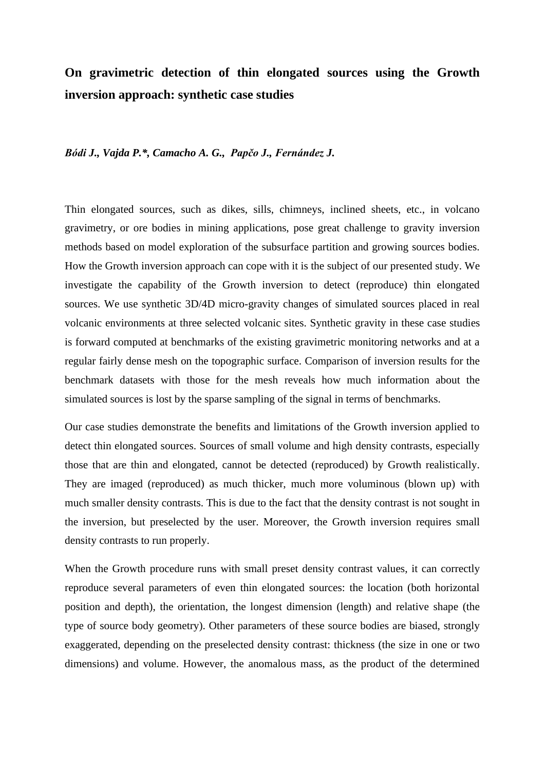**On gravimetric detection of thin elongated sources using the Growth inversion approach: synthetic case studies**

***Bódi J., Vajda P.*, Camacho A. G., Papčo J., Fernández J.***

Thin elongated sources, such as dikes, sills, chimneys, inclined sheets, etc., in volcano gravimetry, or ore bodies in mining applications, pose great challenge to gravity inversion methods based on model exploration of the subsurface partition and growing sources bodies. How the Growth inversion approach can cope with it is the subject of our presented study. We investigate the capability of the Growth inversion to detect (reproduce) thin elongated sources. We use synthetic 3D/4D micro-gravity changes of simulated sources placed in real volcanic environments at three selected volcanic sites. Synthetic gravity in these case studies is forward computed at benchmarks of the existing gravimetric monitoring networks and at a regular fairly dense mesh on the topographic surface. Comparison of inversion results for the benchmark datasets with those for the mesh reveals how much information about the simulated sources is lost by the sparse sampling of the signal in terms of benchmarks.

Our case studies demonstrate the benefits and limitations of the Growth inversion applied to detect thin elongated sources. Sources of small volume and high density contrasts, especially those that are thin and elongated, cannot be detected (reproduced) by Growth realistically. They are imaged (reproduced) as much thicker, much more voluminous (blown up) with much smaller density contrasts. This is due to the fact that the density contrast is not sought in the inversion, but preselected by the user. Moreover, the Growth inversion requires small density contrasts to run properly.

When the Growth procedure runs with small preset density contrast values, it can correctly reproduce several parameters of even thin elongated sources: the location (both horizontal position and depth), the orientation, the longest dimension (length) and relative shape (the type of source body geometry). Other parameters of these source bodies are biased, strongly exaggerated, depending on the preselected density contrast: thickness (the size in one or two dimensions) and volume. However, the anomalous mass, as the product of the determined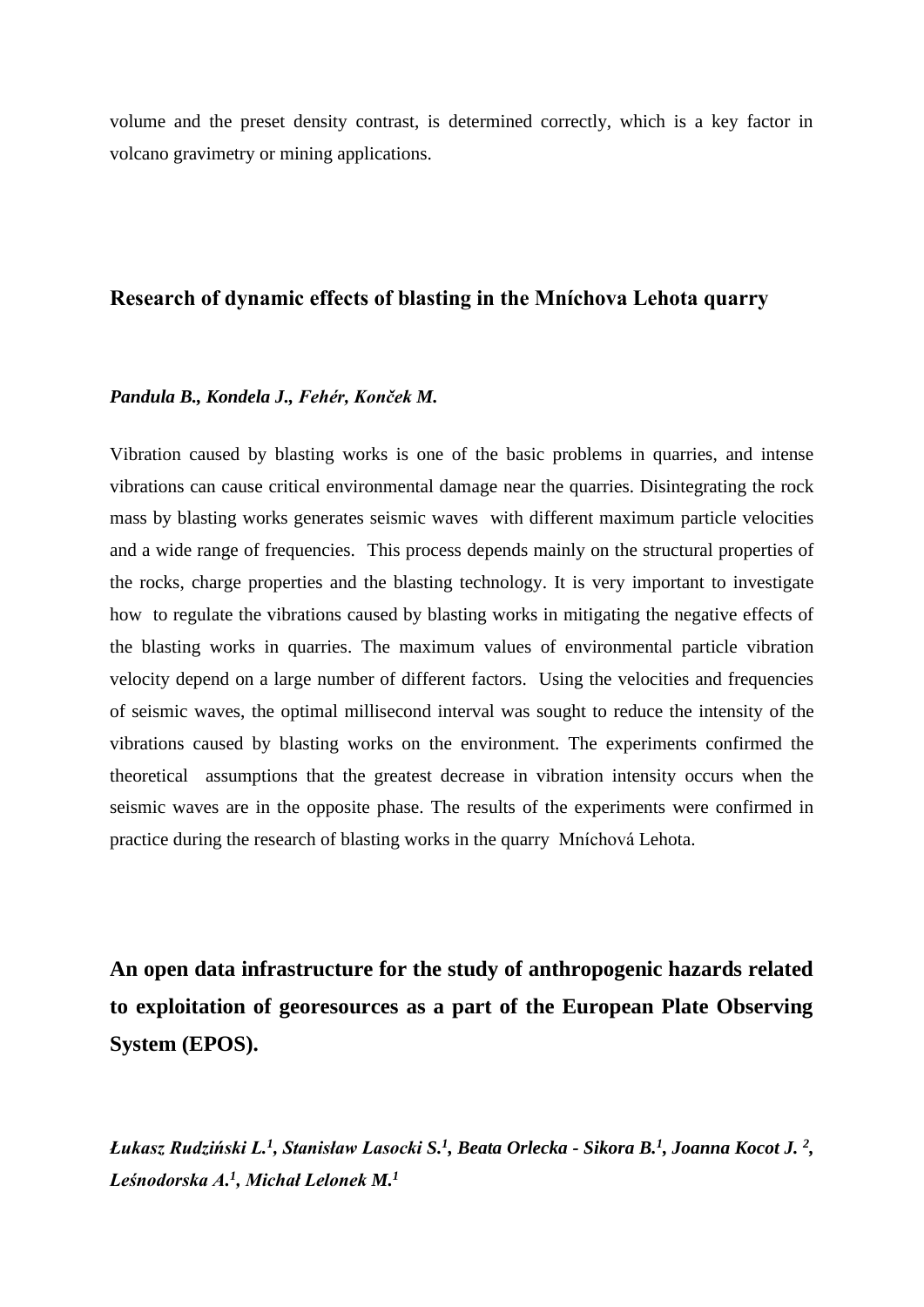volume and the preset density contrast, is determined correctly, which is a key factor in volcano gravimetry or mining applications.

## Research of dynamic effects of blasting in the Mníchova Lehota quarry

***Pandula B., Kondela J., Fehér, Konček M.***

Vibration caused by blasting works is one of the basic problems in quarries, and intense vibrations can cause critical environmental damage near the quarries. Disintegrating the rock mass by blasting works generates seismic waves with different maximum particle velocities and a wide range of frequencies. This process depends mainly on the structural properties of the rocks, charge properties and the blasting technology. It is very important to investigate how to regulate the vibrations caused by blasting works in mitigating the negative effects of the blasting works in quarries. The maximum values of environmental particle vibration velocity depend on a large number of different factors. Using the velocities and frequencies of seismic waves, the optimal millisecond interval was sought to reduce the intensity of the vibrations caused by blasting works on the environment. The experiments confirmed the theoretical assumptions that the greatest decrease in vibration intensity occurs when the seismic waves are in the opposite phase. The results of the experiments were confirmed in practice during the research of blasting works in the quarry Mníchová Lehota.

## An open data infrastructure for the study of anthropogenic hazards related to exploitation of georesources as a part of the European Plate Observing System (EPOS).

***Łukasz Rudziński L.[1], Stanisław Lasocki S.[1], Beata Orlecka - Sikora B.[1], Joanna Kocot J. [2], Leśnodorska A.[1], Michał Lelonek M.[1]***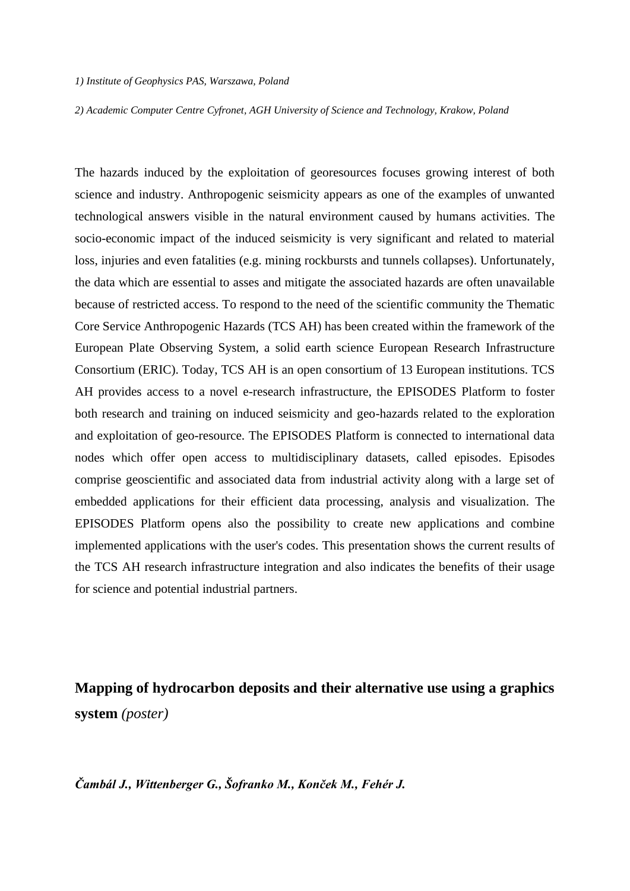*1) Institute of Geophysics PAS, Warszawa, Poland*

*2) Academic Computer Centre Cyfronet, AGH University of Science and Technology, Krakow, Poland*

The hazards induced by the exploitation of georesources focuses growing interest of both science and industry. Anthropogenic seismicity appears as one of the examples of unwanted technological answers visible in the natural environment caused by humans activities. The socio-economic impact of the induced seismicity is very significant and related to material loss, injuries and even fatalities (e.g. mining rockbursts and tunnels collapses). Unfortunately, the data which are essential to asses and mitigate the associated hazards are often unavailable because of restricted access. To respond to the need of the scientific community the Thematic Core Service Anthropogenic Hazards (TCS AH) has been created within the framework of the European Plate Observing System, a solid earth science European Research Infrastructure Consortium (ERIC). Today, TCS AH is an open consortium of 13 European institutions. TCS AH provides access to a novel e-research infrastructure, the EPISODES Platform to foster both research and training on induced seismicity and geo-hazards related to the exploration and exploitation of geo-resource. The EPISODES Platform is connected to international data nodes which offer open access to multidisciplinary datasets, called episodes. Episodes comprise geoscientific and associated data from industrial activity along with a large set of embedded applications for their efficient data processing, analysis and visualization. The EPISODES Platform opens also the possibility to create new applications and combine implemented applications with the user's codes. This presentation shows the current results of the TCS AH research infrastructure integration and also indicates the benefits of their usage for science and potential industrial partners.

## **Mapping of hydrocarbon deposits and their alternative use using a graphics system** *(poster)*

***Čambál J., Wittenberger G., Šofranko M., Konček M., Fehér J.***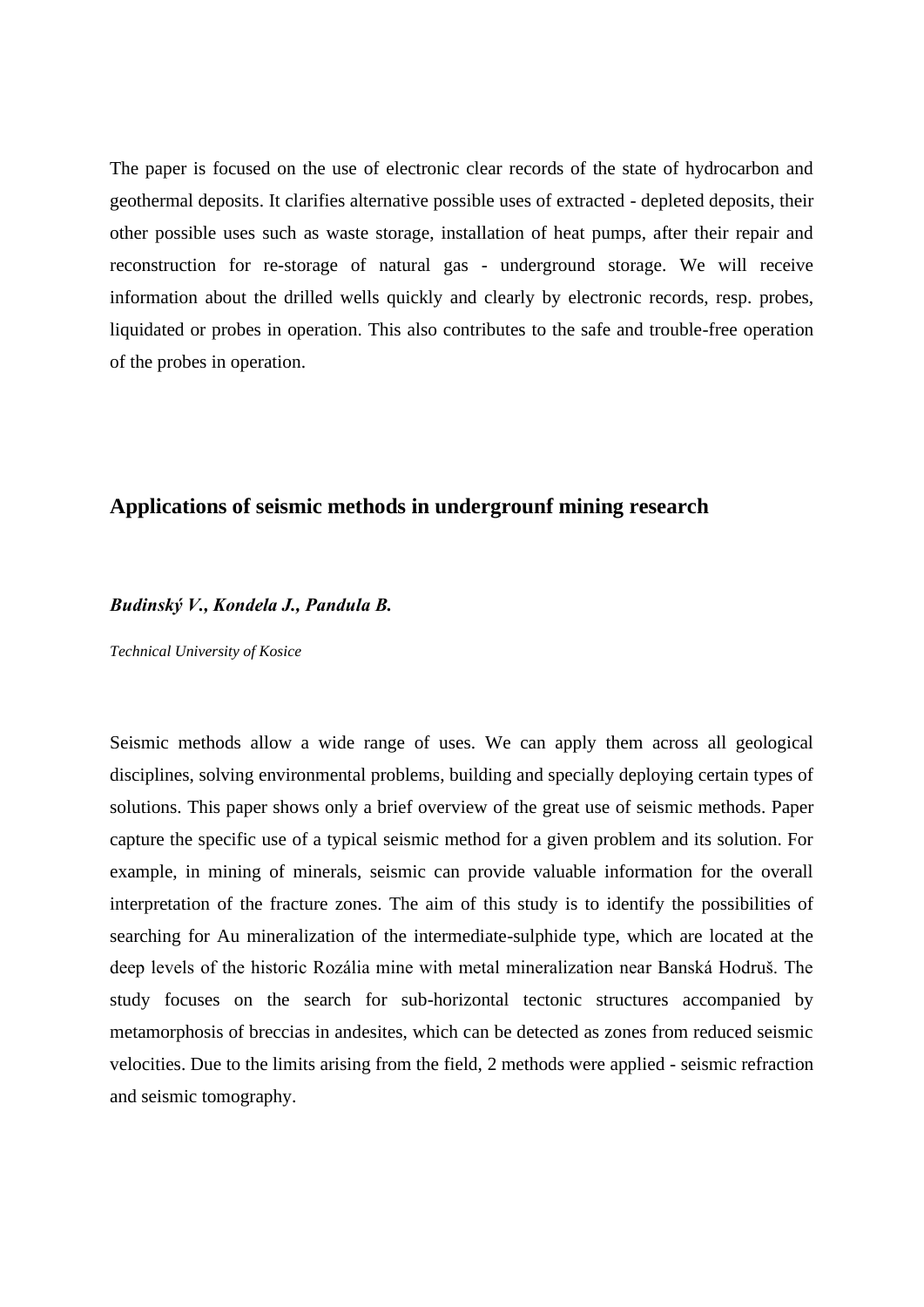The paper is focused on the use of electronic clear records of the state of hydrocarbon and geothermal deposits. It clarifies alternative possible uses of extracted - depleted deposits, their other possible uses such as waste storage, installation of heat pumps, after their repair and reconstruction for re-storage of natural gas - underground storage. We will receive information about the drilled wells quickly and clearly by electronic records, resp. probes, liquidated or probes in operation. This also contributes to the safe and trouble-free operation of the probes in operation.

## Applications of seismic methods in undergrounf mining research

***Budinský V., Kondela J., Pandula B.***

*Technical University of Kosice*

Seismic methods allow a wide range of uses. We can apply them across all geological disciplines, solving environmental problems, building and specially deploying certain types of solutions. This paper shows only a brief overview of the great use of seismic methods. Paper capture the specific use of a typical seismic method for a given problem and its solution. For example, in mining of minerals, seismic can provide valuable information for the overall interpretation of the fracture zones. The aim of this study is to identify the possibilities of searching for Au mineralization of the intermediate-sulphide type, which are located at the deep levels of the historic Rozália mine with metal mineralization near Banská Hodruš. The study focuses on the search for sub-horizontal tectonic structures accompanied by metamorphosis of breccias in andesites, which can be detected as zones from reduced seismic velocities. Due to the limits arising from the field, 2 methods were applied - seismic refraction and seismic tomography.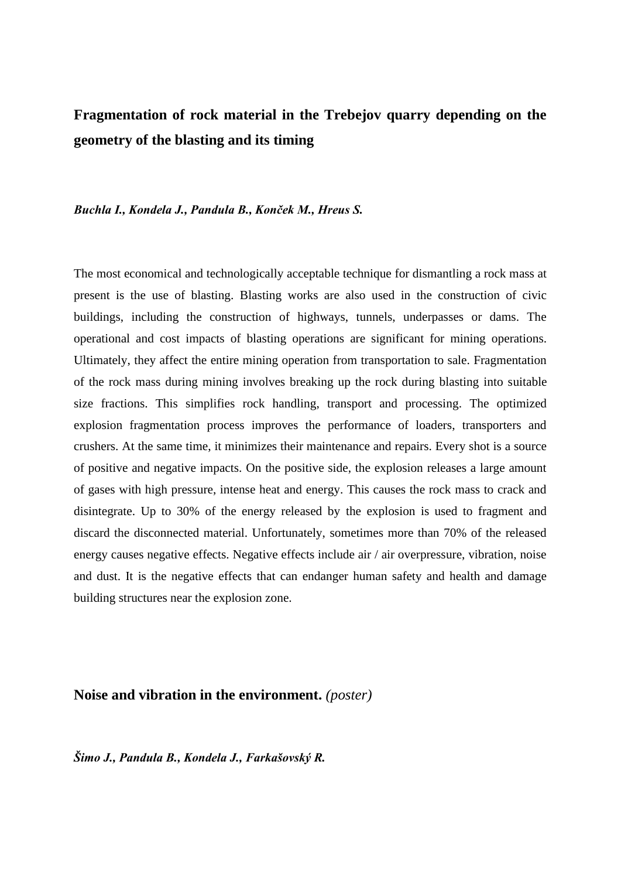## Fragmentation of rock material in the Trebejov quarry depending on the geometry of the blasting and its timing

***Buchla I., Kondela J., Pandula B., Konček M., Hreus S.***

The most economical and technologically acceptable technique for dismantling a rock mass at present is the use of blasting. Blasting works are also used in the construction of civic buildings, including the construction of highways, tunnels, underpasses or dams. The operational and cost impacts of blasting operations are significant for mining operations. Ultimately, they affect the entire mining operation from transportation to sale. Fragmentation of the rock mass during mining involves breaking up the rock during blasting into suitable size fractions. This simplifies rock handling, transport and processing. The optimized explosion fragmentation process improves the performance of loaders, transporters and crushers. At the same time, it minimizes their maintenance and repairs. Every shot is a source of positive and negative impacts. On the positive side, the explosion releases a large amount of gases with high pressure, intense heat and energy. This causes the rock mass to crack and disintegrate. Up to 30% of the energy released by the explosion is used to fragment and discard the disconnected material. Unfortunately, sometimes more than 70% of the released energy causes negative effects. Negative effects include air / air overpressure, vibration, noise and dust. It is the negative effects that can endanger human safety and health and damage building structures near the explosion zone.

## Noise and vibration in the environment. *(poster)*

***Šimo J., Pandula B., Kondela J., Farkašovský R.***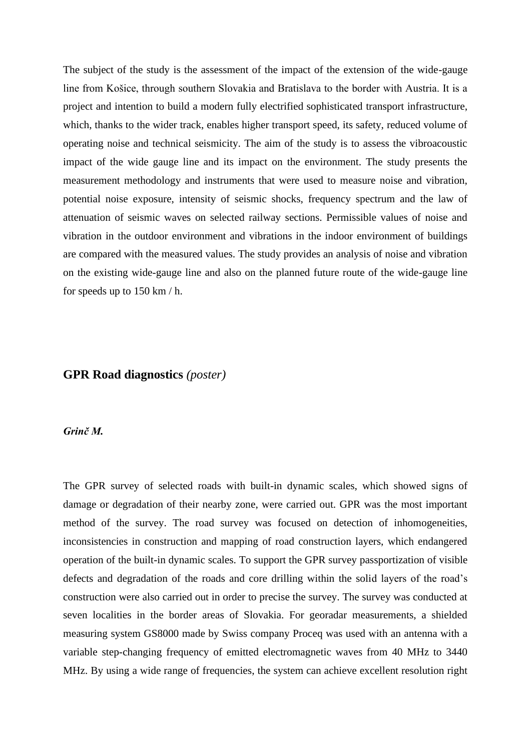The subject of the study is the assessment of the impact of the extension of the wide-gauge line from Košice, through southern Slovakia and Bratislava to the border with Austria. It is a project and intention to build a modern fully electrified sophisticated transport infrastructure, which, thanks to the wider track, enables higher transport speed, its safety, reduced volume of operating noise and technical seismicity. The aim of the study is to assess the vibroacoustic impact of the wide gauge line and its impact on the environment. The study presents the measurement methodology and instruments that were used to measure noise and vibration, potential noise exposure, intensity of seismic shocks, frequency spectrum and the law of attenuation of seismic waves on selected railway sections. Permissible values of noise and vibration in the outdoor environment and vibrations in the indoor environment of buildings are compared with the measured values. The study provides an analysis of noise and vibration on the existing wide-gauge line and also on the planned future route of the wide-gauge line for speeds up to 150 km / h.

## GPR Road diagnostics *(poster)*

***Grinč M.***

The GPR survey of selected roads with built-in dynamic scales, which showed signs of damage or degradation of their nearby zone, were carried out. GPR was the most important method of the survey. The road survey was focused on detection of inhomogeneities, inconsistencies in construction and mapping of road construction layers, which endangered operation of the built-in dynamic scales. To support the GPR survey passportization of visible defects and degradation of the roads and core drilling within the solid layers of the road's construction were also carried out in order to precise the survey. The survey was conducted at seven localities in the border areas of Slovakia. For georadar measurements, a shielded measuring system GS8000 made by Swiss company Proceq was used with an antenna with a variable step-changing frequency of emitted electromagnetic waves from 40 MHz to 3440 MHz. By using a wide range of frequencies, the system can achieve excellent resolution right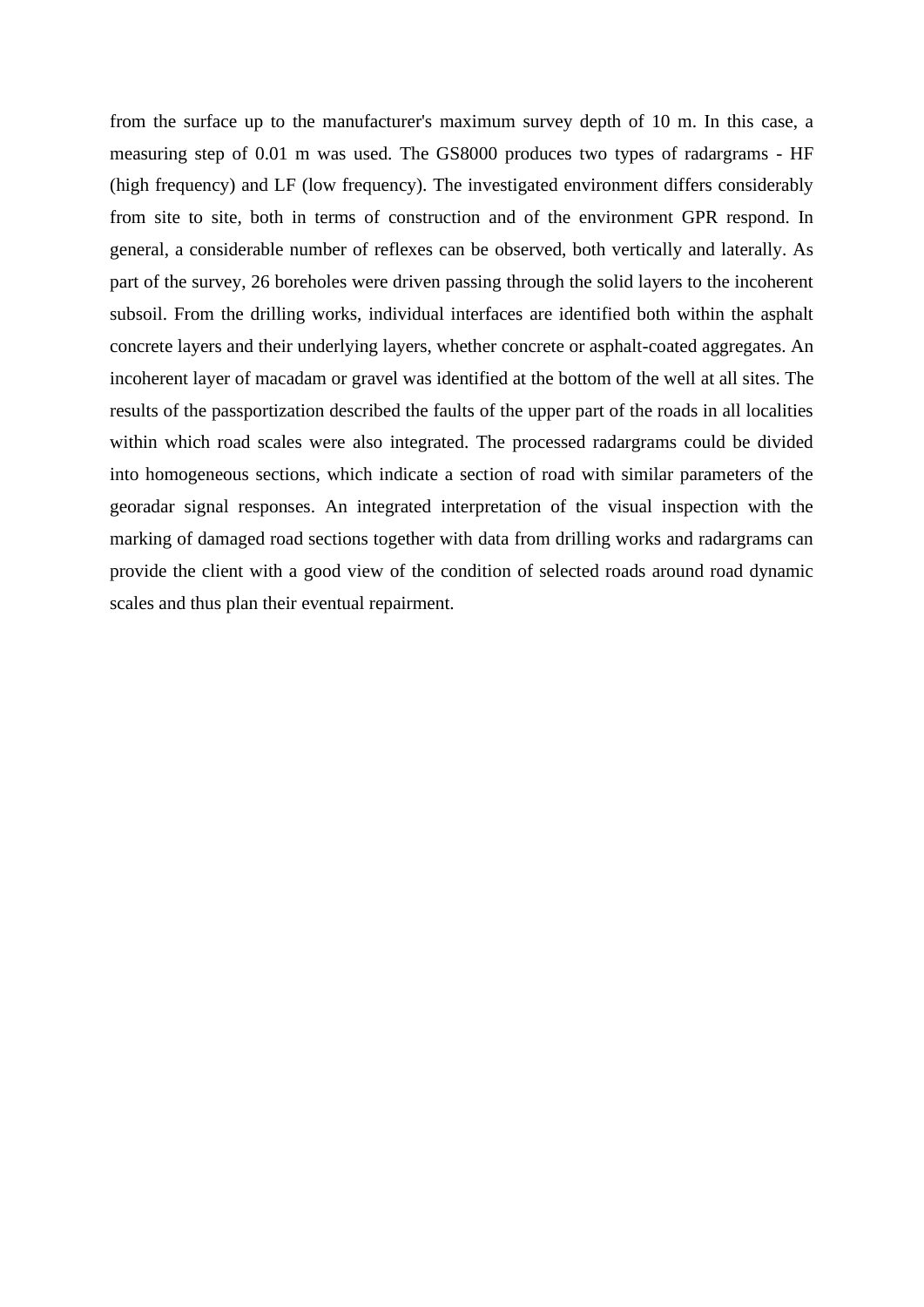from the surface up to the manufacturer's maximum survey depth of 10 m. In this case, a measuring step of 0.01 m was used. The GS8000 produces two types of radargrams - HF (high frequency) and LF (low frequency). The investigated environment differs considerably from site to site, both in terms of construction and of the environment GPR respond. In general, a considerable number of reflexes can be observed, both vertically and laterally. As part of the survey, 26 boreholes were driven passing through the solid layers to the incoherent subsoil. From the drilling works, individual interfaces are identified both within the asphalt concrete layers and their underlying layers, whether concrete or asphalt-coated aggregates. An incoherent layer of macadam or gravel was identified at the bottom of the well at all sites. The results of the passportization described the faults of the upper part of the roads in all localities within which road scales were also integrated. The processed radargrams could be divided into homogeneous sections, which indicate a section of road with similar parameters of the georadar signal responses. An integrated interpretation of the visual inspection with the marking of damaged road sections together with data from drilling works and radargrams can provide the client with a good view of the condition of selected roads around road dynamic scales and thus plan their eventual repairment.